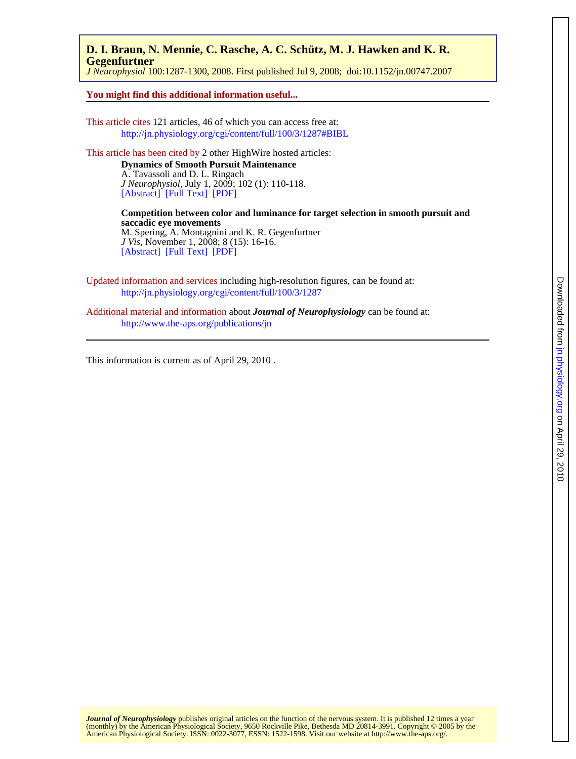**D. I. Braun, N. Mennie, C. Rasche, A. C. Schütz, M. J. Hawken and K. R. Gegenfurtner**
*J Neurophysiol* 100:1287-1300, 2008. First published Jul 9, 2008; doi:10.1152/jn.00747.2007

**You might find this additional information useful...**

This article cites 121 articles, 46 of which you can access free at:
http://jn.physiology.org/cgi/content/full/100/3/1287#BIBL

This article has been cited by 2 other HighWire hosted articles:

**Dynamics of Smooth Pursuit Maintenance**
A. Tavassoli and D. L. Ringach
*J Neurophysiol*, July 1, 2009; 102 (1): 110-118.
[Abstract] [Full Text] [PDF]

**Competition between color and luminance for target selection in smooth pursuit and saccadic eye movements**
M. Spering, A. Montagnini and K. R. Gegenfurtner
*J Vis*, November 1, 2008; 8 (15): 16-16.
[Abstract] [Full Text] [PDF]

Updated information and services including high-resolution figures, can be found at:
http://jn.physiology.org/cgi/content/full/100/3/1287

Additional material and information about ***Journal of Neurophysiology*** can be found at:
http://www.the-aps.org/publications/jn

This information is current as of April 29, 2010 .

***Journal of Neurophysiology*** publishes original articles on the function of the nervous system. It is published 12 times a year (monthly) by the American Physiological Society, 9650 Rockville Pike, Bethesda MD 20814-3991. Copyright © 2005 by the American Physiological Society. ISSN: 0022-3077, ESSN: 1522-1598. Visit our website at http://www.the-aps.org/.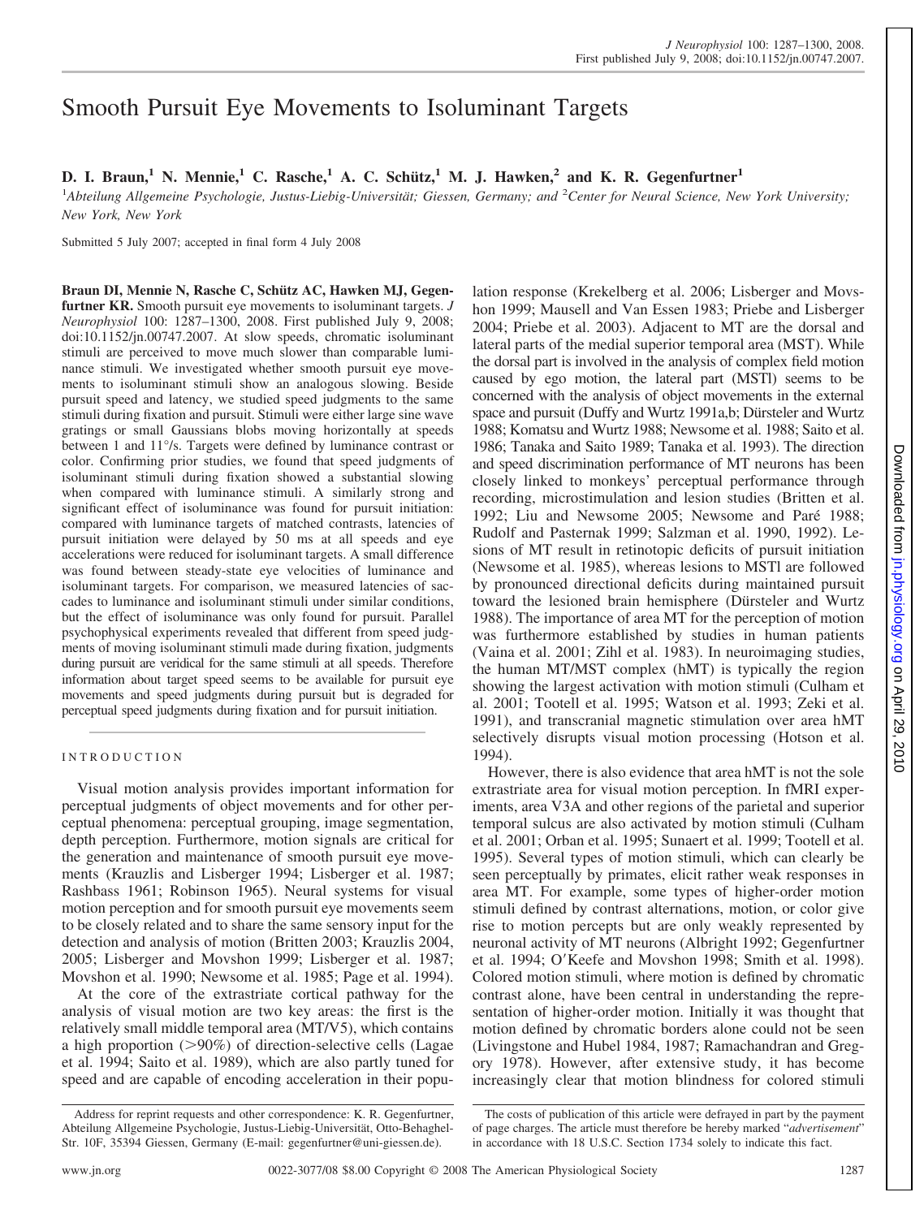# Smooth Pursuit Eye Movements to Isoluminant Targets

**D. I. Braun,[1] N. Mennie,[1] C. Rasche,[1] A. C. Schütz,[1] M. J. Hawken,[2] and K. R. Gegenfurtner[1]**

[1]*Abteilung Allgemeine Psychologie, Justus-Liebig-Universität; Giessen, Germany; and* [2]*Center for Neural Science, New York University; New York, New York*

Submitted 5 July 2007; accepted in final form 4 July 2008

**Braun DI, Mennie N, Rasche C, Schütz AC, Hawken MJ, Gegenfurtner KR.** Smooth pursuit eye movements to isoluminant targets. *J Neurophysiol* 100: 1287–1300, 2008. First published July 9, 2008; doi:10.1152/jn.00747.2007. At slow speeds, chromatic isoluminant stimuli are perceived to move much slower than comparable luminance stimuli. We investigated whether smooth pursuit eye movements to isoluminant stimuli show an analogous slowing. Beside pursuit speed and latency, we studied speed judgments to the same stimuli during fixation and pursuit. Stimuli were either large sine wave gratings or small Gaussians blobs moving horizontally at speeds between 1 and 11°/s. Targets were defined by luminance contrast or color. Confirming prior studies, we found that speed judgments of isoluminant stimuli during fixation showed a substantial slowing when compared with luminance stimuli. A similarly strong and significant effect of isoluminance was found for pursuit initiation: compared with luminance targets of matched contrasts, latencies of pursuit initiation were delayed by 50 ms at all speeds and eye accelerations were reduced for isoluminant targets. A small difference was found between steady-state eye velocities of luminance and isoluminant targets. For comparison, we measured latencies of saccades to luminance and isoluminant stimuli under similar conditions, but the effect of isoluminance was only found for pursuit. Parallel psychophysical experiments revealed that different from speed judgments of moving isoluminant stimuli made during fixation, judgments during pursuit are veridical for the same stimuli at all speeds. Therefore information about target speed seems to be available for pursuit eye movements and speed judgments during pursuit but is degraded for perceptual speed judgments during fixation and for pursuit initiation.

## INTRODUCTION

Visual motion analysis provides important information for perceptual judgments of object movements and for other perceptual phenomena: perceptual grouping, image segmentation, depth perception. Furthermore, motion signals are critical for the generation and maintenance of smooth pursuit eye movements (Krauzlis and Lisberger 1994; Lisberger et al. 1987; Rashbass 1961; Robinson 1965). Neural systems for visual motion perception and for smooth pursuit eye movements seem to be closely related and to share the same sensory input for the detection and analysis of motion (Britten 2003; Krauzlis 2004, 2005; Lisberger and Movshon 1999; Lisberger et al. 1987; Movshon et al. 1990; Newsome et al. 1985; Page et al. 1994).

At the core of the extrastriate cortical pathway for the analysis of visual motion are two key areas: the first is the relatively small middle temporal area (MT/V5), which contains a high proportion (>90%) of direction-selective cells (Lagae et al. 1994; Saito et al. 1989), which are also partly tuned for speed and are capable of encoding acceleration in their population response (Krekelberg et al. 2006; Lisberger and Movshon 1999; Mausell and Van Essen 1983; Priebe and Lisberger 2004; Priebe et al. 2003). Adjacent to MT are the dorsal and lateral parts of the medial superior temporal area (MST). While the dorsal part is involved in the analysis of complex field motion caused by ego motion, the lateral part (MSTl) seems to be concerned with the analysis of object movements in the external space and pursuit (Duffy and Wurtz 1991a,b; Dürsteler and Wurtz 1988; Komatsu and Wurtz 1988; Newsome et al. 1988; Saito et al. 1986; Tanaka and Saito 1989; Tanaka et al. 1993). The direction and speed discrimination performance of MT neurons has been closely linked to monkeys' perceptual performance through recording, microstimulation and lesion studies (Britten et al. 1992; Liu and Newsome 2005; Newsome and Paré 1988; Rudolf and Pasternak 1999; Salzman et al. 1990, 1992). Lesions of MT result in retinotopic deficits of pursuit initiation (Newsome et al. 1985), whereas lesions to MSTl are followed by pronounced directional deficits during maintained pursuit toward the lesioned brain hemisphere (Dürsteler and Wurtz 1988). The importance of area MT for the perception of motion was furthermore established by studies in human patients (Vaina et al. 2001; Zihl et al. 1983). In neuroimaging studies, the human MT/MST complex (hMT) is typically the region showing the largest activation with motion stimuli (Culham et al. 2001; Tootell et al. 1995; Watson et al. 1993; Zeki et al. 1991), and transcranial magnetic stimulation over area hMT selectively disrupts visual motion processing (Hotson et al. 1994).

However, there is also evidence that area hMT is not the sole extrastriate area for visual motion perception. In fMRI experiments, area V3A and other regions of the parietal and superior temporal sulcus are also activated by motion stimuli (Culham et al. 2001; Orban et al. 1995; Sunaert et al. 1999; Tootell et al. 1995). Several types of motion stimuli, which can clearly be seen perceptually by primates, elicit rather weak responses in area MT. For example, some types of higher-order motion stimuli defined by contrast alternations, motion, or color give rise to motion percepts but are only weakly represented by neuronal activity of MT neurons (Albright 1992; Gegenfurtner et al. 1994; O'Keefe and Movshon 1998; Smith et al. 1998). Colored motion stimuli, where motion is defined by chromatic contrast alone, have been central in understanding the representation of higher-order motion. Initially it was thought that motion defined by chromatic borders alone could not be seen (Livingstone and Hubel 1984, 1987; Ramachandran and Gregory 1978). However, after extensive study, it has become increasingly clear that motion blindness for colored stimuli

Address for reprint requests and other correspondence: K. R. Gegenfurtner, Abteilung Allgemeine Psychologie, Justus-Liebig-Universität, Otto-Behaghel-Str. 10F, 35394 Giessen, Germany (E-mail: gegenfurtner@uni-giessen.de).

The costs of publication of this article were defrayed in part by the payment of page charges. The article must therefore be hereby marked "*advertisement*" in accordance with 18 U.S.C. Section 1734 solely to indicate this fact.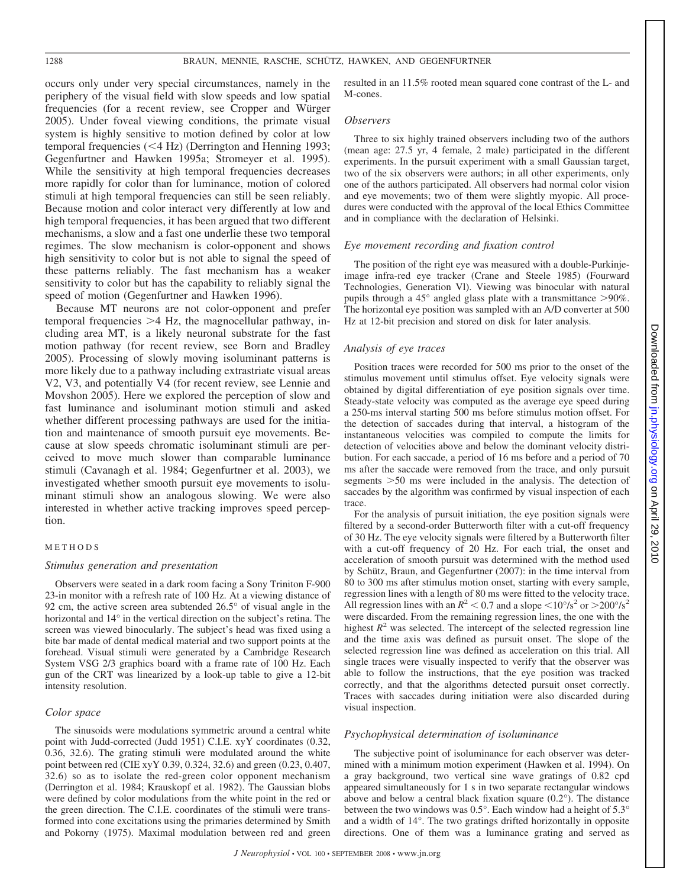occurs only under very special circumstances, namely in the periphery of the visual field with slow speeds and low spatial frequencies (for a recent review, see Cropper and Würger 2005). Under foveal viewing conditions, the primate visual system is highly sensitive to motion defined by color at low temporal frequencies (<4 Hz) (Derrington and Henning 1993; Gegenfurtner and Hawken 1995a; Stromeyer et al. 1995). While the sensitivity at high temporal frequencies decreases more rapidly for color than for luminance, motion of colored stimuli at high temporal frequencies can still be seen reliably. Because motion and color interact very differently at low and high temporal frequencies, it has been argued that two different mechanisms, a slow and a fast one underlie these two temporal regimes. The slow mechanism is color-opponent and shows high sensitivity to color but is not able to signal the speed of these patterns reliably. The fast mechanism has a weaker sensitivity to color but has the capability to reliably signal the speed of motion (Gegenfurtner and Hawken 1996).

Because MT neurons are not color-opponent and prefer temporal frequencies >4 Hz, the magnocellular pathway, including area MT, is a likely neuronal substrate for the fast motion pathway (for recent review, see Born and Bradley 2005). Processing of slowly moving isoluminant patterns is more likely due to a pathway including extrastriate visual areas V2, V3, and potentially V4 (for recent review, see Lennie and Movshon 2005). Here we explored the perception of slow and fast luminance and isoluminant motion stimuli and asked whether different processing pathways are used for the initiation and maintenance of smooth pursuit eye movements. Because at slow speeds chromatic isoluminant stimuli are perceived to move much slower than comparable luminance stimuli (Cavanagh et al. 1984; Gegenfurtner et al. 2003), we investigated whether smooth pursuit eye movements to isoluminant stimuli show an analogous slowing. We were also interested in whether active tracking improves speed perception.

## METHODS

### *Stimulus generation and presentation*

Observers were seated in a dark room facing a Sony Triniton F-900 23-in monitor with a refresh rate of 100 Hz. At a viewing distance of 92 cm, the active screen area subtended 26.5° of visual angle in the horizontal and 14° in the vertical direction on the subject's retina. The screen was viewed binocularly. The subject's head was fixed using a bite bar made of dental medical material and two support points at the forehead. Visual stimuli were generated by a Cambridge Research System VSG 2/3 graphics board with a frame rate of 100 Hz. Each gun of the CRT was linearized by a look-up table to give a 12-bit intensity resolution.

### *Color space*

The sinusoids were modulations symmetric around a central white point with Judd-corrected (Judd 1951) C.I.E. xyY coordinates (0.32, 0.36, 32.6). The grating stimuli were modulated around the white point between red (CIE xyY 0.39, 0.324, 32.6) and green (0.23, 0.407, 32.6) so as to isolate the red-green color opponent mechanism (Derrington et al. 1984; Krauskopf et al. 1982). The Gaussian blobs were defined by color modulations from the white point in the red or the green direction. The C.I.E. coordinates of the stimuli were transformed into cone excitations using the primaries determined by Smith and Pokorny (1975). Maximal modulation between red and green resulted in an 11.5% rooted mean squared cone contrast of the L- and M-cones.

### *Observers*

Three to six highly trained observers including two of the authors (mean age: 27.5 yr, 4 female, 2 male) participated in the different experiments. In the pursuit experiment with a small Gaussian target, two of the six observers were authors; in all other experiments, only one of the authors participated. All observers had normal color vision and eye movements; two of them were slightly myopic. All procedures were conducted with the approval of the local Ethics Committee and in compliance with the declaration of Helsinki.

### *Eye movement recording and fixation control*

The position of the right eye was measured with a double-Purkinje-image infra-red eye tracker (Crane and Steele 1985) (Fourward Technologies, Generation VI). Viewing was binocular with natural pupils through a 45° angled glass plate with a transmittance >90%. The horizontal eye position was sampled with an A/D converter at 500 Hz at 12-bit precision and stored on disk for later analysis.

### *Analysis of eye traces*

Position traces were recorded for 500 ms prior to the onset of the stimulus movement until stimulus offset. Eye velocity signals were obtained by digital differentiation of eye position signals over time. Steady-state velocity was computed as the average eye speed during a 250-ms interval starting 500 ms before stimulus motion offset. For the detection of saccades during that interval, a histogram of the instantaneous velocities was compiled to compute the limits for detection of velocities above and below the dominant velocity distribution. For each saccade, a period of 16 ms before and a period of 70 ms after the saccade were removed from the trace, and only pursuit segments >50 ms were included in the analysis. The detection of saccades by the algorithm was confirmed by visual inspection of each trace.

For the analysis of pursuit initiation, the eye position signals were filtered by a second-order Butterworth filter with a cut-off frequency of 30 Hz. The eye velocity signals were filtered by a Butterworth filter with a cut-off frequency of 20 Hz. For each trial, the onset and acceleration of smooth pursuit was determined with the method used by Schütz, Braun, and Gegenfurtner (2007): in the time interval from 80 to 300 ms after stimulus motion onset, starting with every sample, regression lines with a length of 80 ms were fitted to the velocity trace. All regression lines with an $R^2 < 0.7$ and a slope $<10°/s^2$ or $>200°/s^2$ were discarded. From the remaining regression lines, the one with the highest $R^2$ was selected. The intercept of the selected regression line and the time axis was defined as pursuit onset. The slope of the selected regression line was defined as acceleration on this trial. All single traces were visually inspected to verify that the observer was able to follow the instructions, that the eye position was tracked correctly, and that the algorithms detected pursuit onset correctly. Traces with saccades during initiation were also discarded during visual inspection.

### *Psychophysical determination of isoluminance*

The subjective point of isoluminance for each observer was determined with a minimum motion experiment (Hawken et al. 1994). On a gray background, two vertical sine wave gratings of 0.82 cpd appeared simultaneously for 1 s in two separate rectangular windows above and below a central black fixation square (0.2°). The distance between the two windows was 0.5°. Each window had a height of 5.3° and a width of 14°. The two gratings drifted horizontally in opposite directions. One of them was a luminance grating and served as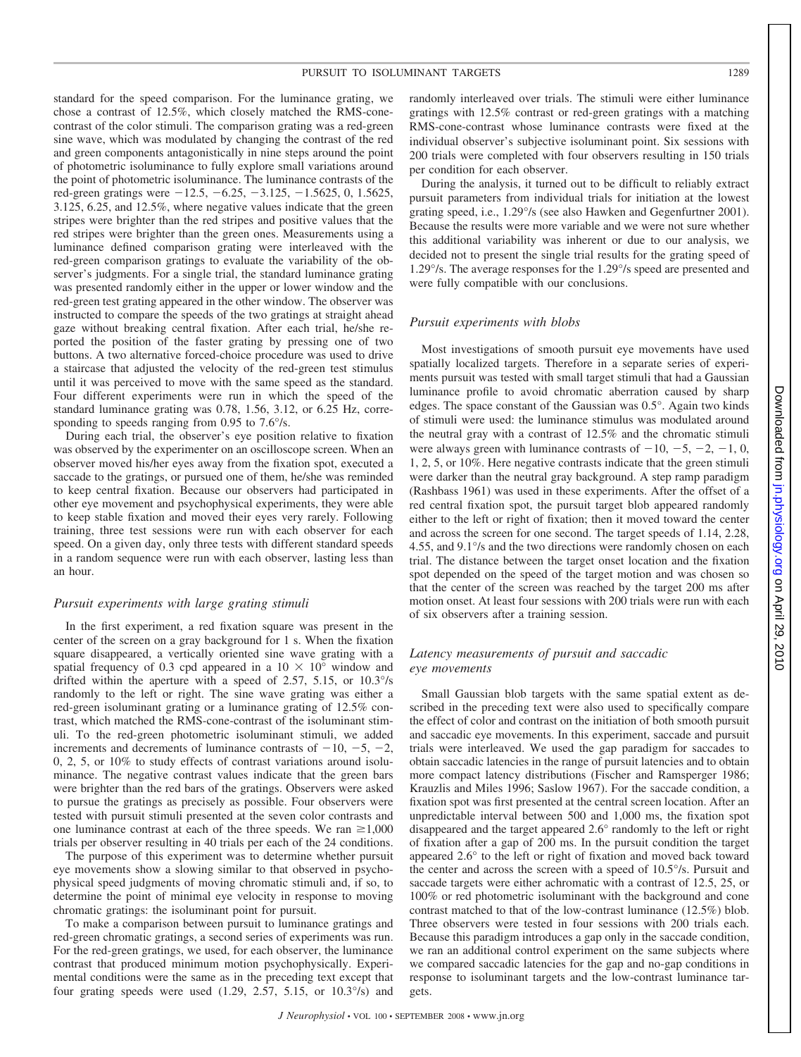standard for the speed comparison. For the luminance grating, we chose a contrast of 12.5%, which closely matched the RMS-cone-contrast of the color stimuli. The comparison grating was a red-green sine wave, which was modulated by changing the contrast of the red and green components antagonistically in nine steps around the point of photometric isoluminance to fully explore small variations around the point of photometric isoluminance. The luminance contrasts of the red-green gratings were −12.5, −6.25, −3.125, −1.5625, 0, 1.5625, 3.125, 6.25, and 12.5%, where negative values indicate that the green stripes were brighter than the red stripes and positive values that the red stripes were brighter than the green ones. Measurements using a luminance defined comparison grating were interleaved with the red-green comparison gratings to evaluate the variability of the observer's judgments. For a single trial, the standard luminance grating was presented randomly either in the upper or lower window and the red-green test grating appeared in the other window. The observer was instructed to compare the speeds of the two gratings at straight ahead gaze without breaking central fixation. After each trial, he/she reported the position of the faster grating by pressing one of two buttons. A two alternative forced-choice procedure was used to drive a staircase that adjusted the velocity of the red-green test stimulus until it was perceived to move with the same speed as the standard. Four different experiments were run in which the speed of the standard luminance grating was 0.78, 1.56, 3.12, or 6.25 Hz, corresponding to speeds ranging from 0.95 to 7.6°/s.

During each trial, the observer's eye position relative to fixation was observed by the experimenter on an oscilloscope screen. When an observer moved his/her eyes away from the fixation spot, executed a saccade to the gratings, or pursued one of them, he/she was reminded to keep central fixation. Because our observers had participated in other eye movement and psychophysical experiments, they were able to keep stable fixation and moved their eyes very rarely. Following training, three test sessions were run with each observer for each speed. On a given day, only three tests with different standard speeds in a random sequence were run with each observer, lasting less than an hour.

### *Pursuit experiments with large grating stimuli*

In the first experiment, a red fixation square was present in the center of the screen on a gray background for 1 s. When the fixation square disappeared, a vertically oriented sine wave grating with a spatial frequency of 0.3 cpd appeared in a 10 × 10° window and drifted within the aperture with a speed of 2.57, 5.15, or 10.3°/s randomly to the left or right. The sine wave grating was either a red-green isoluminant grating or a luminance grating of 12.5% contrast, which matched the RMS-cone-contrast of the isoluminant stimuli. To the red-green photometric isoluminant stimuli, we added increments and decrements of luminance contrasts of −10, −5, −2, 0, 2, 5, or 10% to study effects of contrast variations around isoluminance. The negative contrast values indicate that the green bars were brighter than the red bars of the gratings. Observers were asked to pursue the gratings as precisely as possible. Four observers were tested with pursuit stimuli presented at the seven color contrasts and one luminance contrast at each of the three speeds. We ran ≥1,000 trials per observer resulting in 40 trials per each of the 24 conditions.

The purpose of this experiment was to determine whether pursuit eye movements show a slowing similar to that observed in psychophysical speed judgments of moving chromatic stimuli and, if so, to determine the point of minimal eye velocity in response to moving chromatic gratings: the isoluminant point for pursuit.

To make a comparison between pursuit to luminance gratings and red-green chromatic gratings, a second series of experiments was run. For the red-green gratings, we used, for each observer, the luminance contrast that produced minimum motion psychophysically. Experimental conditions were the same as in the preceding text except that four grating speeds were used (1.29, 2.57, 5.15, or 10.3°/s) and randomly interleaved over trials. The stimuli were either luminance gratings with 12.5% contrast or red-green gratings with a matching RMS-cone-contrast whose luminance contrasts were fixed at the individual observer's subjective isoluminant point. Six sessions with 200 trials were completed with four observers resulting in 150 trials per condition for each observer.

During the analysis, it turned out to be difficult to reliably extract pursuit parameters from individual trials for initiation at the lowest grating speed, i.e., 1.29°/s (see also Hawken and Gegenfurtner 2001). Because the results were more variable and we were not sure whether this additional variability was inherent or due to our analysis, we decided not to present the single trial results for the grating speed of 1.29°/s. The average responses for the 1.29°/s speed are presented and were fully compatible with our conclusions.

### *Pursuit experiments with blobs*

Most investigations of smooth pursuit eye movements have used spatially localized targets. Therefore in a separate series of experiments pursuit was tested with small target stimuli that had a Gaussian luminance profile to avoid chromatic aberration caused by sharp edges. The space constant of the Gaussian was 0.5°. Again two kinds of stimuli were used: the luminance stimulus was modulated around the neutral gray with a contrast of 12.5% and the chromatic stimuli were always green with luminance contrasts of −10, −5, −2, −1, 0, 1, 2, 5, or 10%. Here negative contrasts indicate that the green stimuli were darker than the neutral gray background. A step ramp paradigm (Rashbass 1961) was used in these experiments. After the offset of a red central fixation spot, the pursuit target blob appeared randomly either to the left or right of fixation; then it moved toward the center and across the screen for one second. The target speeds of 1.14, 2.28, 4.55, and 9.1°/s and the two directions were randomly chosen on each trial. The distance between the target onset location and the fixation spot depended on the speed of the target motion and was chosen so that the center of the screen was reached by the target 200 ms after motion onset. At least four sessions with 200 trials were run with each of six observers after a training session.

### *Latency measurements of pursuit and saccadic eye movements*

Small Gaussian blob targets with the same spatial extent as described in the preceding text were also used to specifically compare the effect of color and contrast on the initiation of both smooth pursuit and saccadic eye movements. In this experiment, saccade and pursuit trials were interleaved. We used the gap paradigm for saccades to obtain saccadic latencies in the range of pursuit latencies and to obtain more compact latency distributions (Fischer and Ramsperger 1986; Krauzlis and Miles 1996; Saslow 1967). For the saccade condition, a fixation spot was first presented at the central screen location. After an unpredictable interval between 500 and 1,000 ms, the fixation spot disappeared and the target appeared 2.6° randomly to the left or right of fixation after a gap of 200 ms. In the pursuit condition the target appeared 2.6° to the left or right of fixation and moved back toward the center and across the screen with a speed of 10.5°/s. Pursuit and saccade targets were either achromatic with a contrast of 12.5, 25, or 100% or red photometric isoluminant with the background and cone contrast matched to that of the low-contrast luminance (12.5%) blob. Three observers were tested in four sessions with 200 trials each. Because this paradigm introduces a gap only in the saccade condition, we ran an additional control experiment on the same subjects where we compared saccadic latencies for the gap and no-gap conditions in response to isoluminant targets and the low-contrast luminance targets.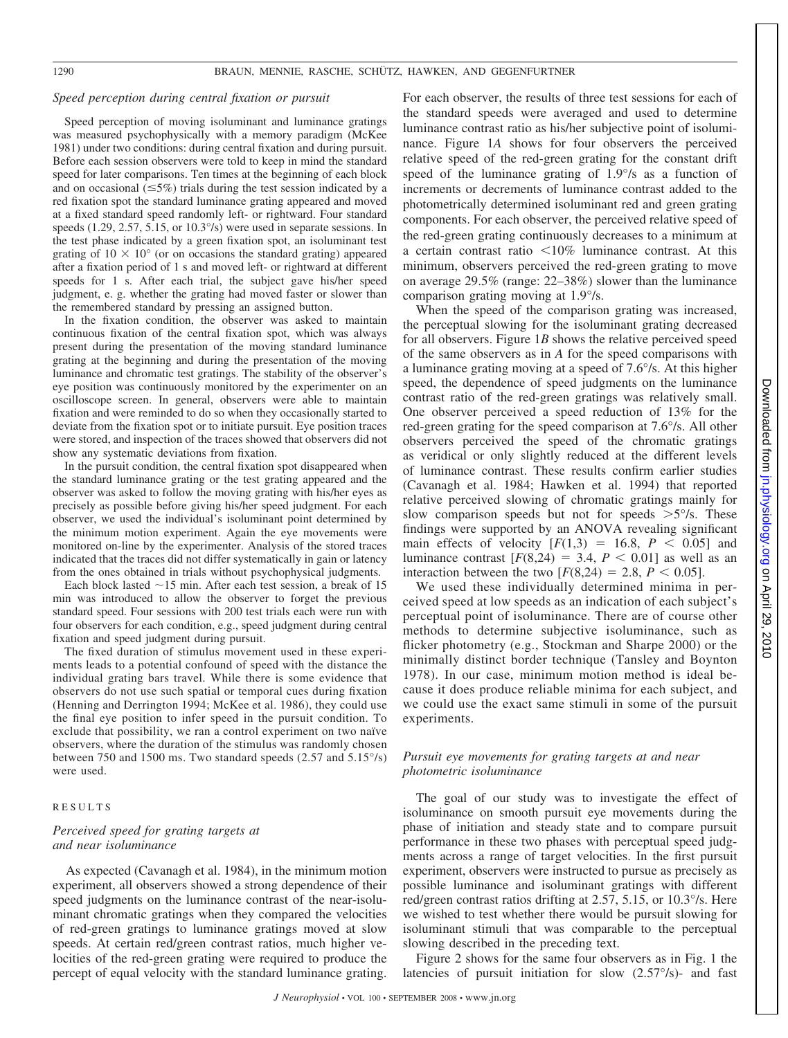### *Speed perception during central fixation or pursuit*

Speed perception of moving isoluminant and luminance gratings was measured psychophysically with a memory paradigm (McKee 1981) under two conditions: during central fixation and during pursuit. Before each session observers were told to keep in mind the standard speed for later comparisons. Ten times at the beginning of each block and on occasional ($\leq$5%) trials during the test session indicated by a red fixation spot the standard luminance grating appeared and moved at a fixed standard speed randomly left- or rightward. Four standard speeds (1.29, 2.57, 5.15, or 10.3°/s) were used in separate sessions. In the test phase indicated by a green fixation spot, an isoluminant test grating of $10 \times 10°$ (or on occasions the standard grating) appeared after a fixation period of 1 s and moved left- or rightward at different speeds for 1 s. After each trial, the subject gave his/her speed judgment, e. g. whether the grating had moved faster or slower than the remembered standard by pressing an assigned button.

In the fixation condition, the observer was asked to maintain continuous fixation of the central fixation spot, which was always present during the presentation of the moving standard luminance grating at the beginning and during the presentation of the moving luminance and chromatic test gratings. The stability of the observer's eye position was continuously monitored by the experimenter on an oscilloscope screen. In general, observers were able to maintain fixation and were reminded to do so when they occasionally started to deviate from the fixation spot or to initiate pursuit. Eye position traces were stored, and inspection of the traces showed that observers did not show any systematic deviations from fixation.

In the pursuit condition, the central fixation spot disappeared when the standard luminance grating or the test grating appeared and the observer was asked to follow the moving grating with his/her eyes as precisely as possible before giving his/her speed judgment. For each observer, we used the individual's isoluminant point determined by the minimum motion experiment. Again the eye movements were monitored on-line by the experimenter. Analysis of the stored traces indicated that the traces did not differ systematically in gain or latency from the ones obtained in trials without psychophysical judgments.

Each block lasted ~15 min. After each test session, a break of 15 min was introduced to allow the observer to forget the previous standard speed. Four sessions with 200 test trials each were run with four observers for each condition, e.g., speed judgment during central fixation and speed judgment during pursuit.

The fixed duration of stimulus movement used in these experiments leads to a potential confound of speed with the distance the individual grating bars travel. While there is some evidence that observers do not use such spatial or temporal cues during fixation (Henning and Derrington 1994; McKee et al. 1986), they could use the final eye position to infer speed in the pursuit condition. To exclude that possibility, we ran a control experiment on two naïve observers, where the duration of the stimulus was randomly chosen between 750 and 1500 ms. Two standard speeds (2.57 and 5.15°/s) were used.

## RESULTS

### *Perceived speed for grating targets at and near isoluminance*

As expected (Cavanagh et al. 1984), in the minimum motion experiment, all observers showed a strong dependence of their speed judgments on the luminance contrast of the near-isoluminant chromatic gratings when they compared the velocities of red-green gratings to luminance gratings moved at slow speeds. At certain red/green contrast ratios, much higher velocities of the red-green grating were required to produce the percept of equal velocity with the standard luminance grating. For each observer, the results of three test sessions for each of the standard speeds were averaged and used to determine luminance contrast ratio as his/her subjective point of isoluminance. Figure 1*A* shows for four observers the perceived relative speed of the red-green grating for the constant drift speed of the luminance grating of 1.9°/s as a function of increments or decrements of luminance contrast added to the photometrically determined isoluminant red and green grating components. For each observer, the perceived relative speed of the red-green grating continuously decreases to a minimum at a certain contrast ratio <10% luminance contrast. At this minimum, observers perceived the red-green grating to move on average 29.5% (range: 22–38%) slower than the luminance comparison grating moving at 1.9°/s.

When the speed of the comparison grating was increased, the perceptual slowing for the isoluminant grating decreased for all observers. Figure 1*B* shows the relative perceived speed of the same observers as in *A* for the speed comparisons with a luminance grating moving at a speed of 7.6°/s. At this higher speed, the dependence of speed judgments on the luminance contrast ratio of the red-green gratings was relatively small. One observer perceived a speed reduction of 13% for the red-green grating for the speed comparison at 7.6°/s. All other observers perceived the speed of the chromatic gratings as veridical or only slightly reduced at the different levels of luminance contrast. These results confirm earlier studies (Cavanagh et al. 1984; Hawken et al. 1994) that reported relative perceived slowing of chromatic gratings mainly for slow comparison speeds but not for speeds >5°/s. These findings were supported by an ANOVA revealing significant main effects of velocity [$F(1,3) = 16.8$, $P < 0.05$] and luminance contrast [$F(8,24) = 3.4$, $P < 0.01$] as well as an interaction between the two [$F(8,24) = 2.8$, $P < 0.05$].

We used these individually determined minima in perceived speed at low speeds as an indication of each subject's perceptual point of isoluminance. There are of course other methods to determine subjective isoluminance, such as flicker photometry (e.g., Stockman and Sharpe 2000) or the minimally distinct border technique (Tansley and Boynton 1978). In our case, minimum motion method is ideal because it does produce reliable minima for each subject, and we could use the exact same stimuli in some of the pursuit experiments.

### *Pursuit eye movements for grating targets at and near photometric isoluminance*

The goal of our study was to investigate the effect of isoluminance on smooth pursuit eye movements during the phase of initiation and steady state and to compare pursuit performance in these two phases with perceptual speed judgments across a range of target velocities. In the first pursuit experiment, observers were instructed to pursue as precisely as possible luminance and isoluminant gratings with different red/green contrast ratios drifting at 2.57, 5.15, or 10.3°/s. Here we wished to test whether there would be pursuit slowing for isoluminant stimuli that was comparable to the perceptual slowing described in the preceding text.

Figure 2 shows for the same four observers as in Fig. 1 the latencies of pursuit initiation for slow (2.57°/s)- and fast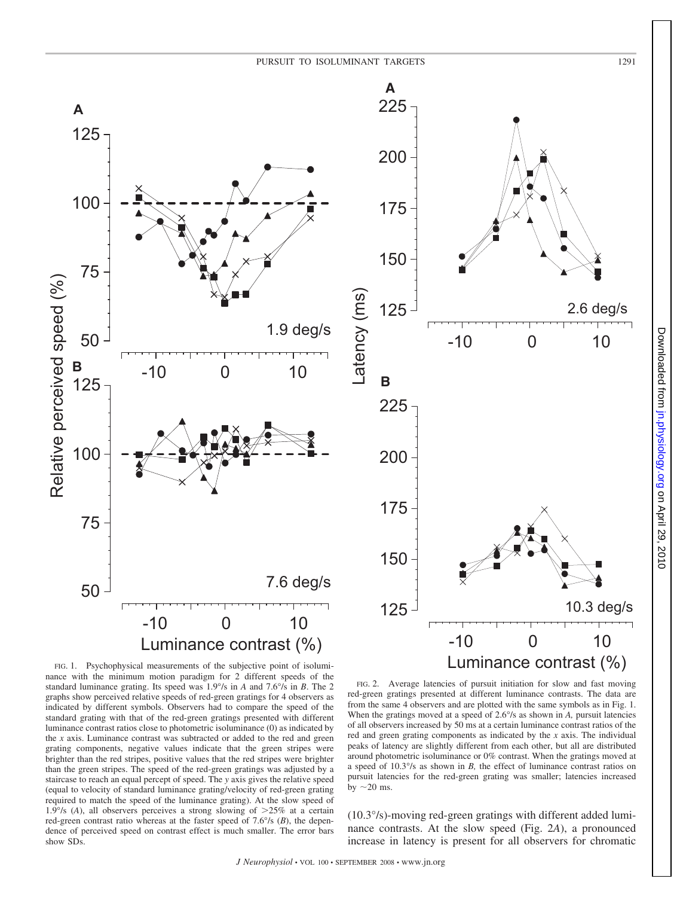FIG. 1. Psychophysical measurements of the subjective point of isoluminance with the minimum motion paradigm for 2 different speeds of the standard luminance grating. Its speed was 1.9°/s in *A* and 7.6°/s in *B*. The 2 graphs show perceived relative speeds of red-green gratings for 4 observers as indicated by different symbols. Observers had to compare the speed of the standard grating with that of the red-green gratings presented with different luminance contrast ratios close to photometric isoluminance (0) as indicated by the *x* axis. Luminance contrast was subtracted or added to the red and green grating components, negative values indicate that the green stripes were brighter than the red stripes, positive values that the red stripes were brighter than the green stripes. The speed of the red-green gratings was adjusted by a staircase to reach an equal percept of speed. The *y* axis gives the relative speed (equal to velocity of standard luminance grating/velocity of red-green grating required to match the speed of the luminance grating). At the slow speed of 1.9°/s (*A*), all observers perceives a strong slowing of >25% at a certain red-green contrast ratio whereas at the faster speed of 7.6°/s (*B*), the dependence of perceived speed on contrast effect is much smaller. The error bars show SDs.

FIG. 2. Average latencies of pursuit initiation for slow and fast moving red-green gratings presented at different luminance contrasts. The data are from the same 4 observers and are plotted with the same symbols as in Fig. 1. When the gratings moved at a speed of 2.6°/s as shown in *A,* pursuit latencies of all observers increased by 50 ms at a certain luminance contrast ratios of the red and green grating components as indicated by the *x* axis. The individual peaks of latency are slightly different from each other, but all are distributed around photometric isoluminance or 0% contrast. When the gratings moved at a speed of 10.3°/s as shown in *B,* the effect of luminance contrast ratios on pursuit latencies for the red-green grating was smaller; latencies increased by ~20 ms.

(10.3°/s)-moving red-green gratings with different added luminance contrasts. At the slow speed (Fig. 2*A*), a pronounced increase in latency is present for all observers for chromatic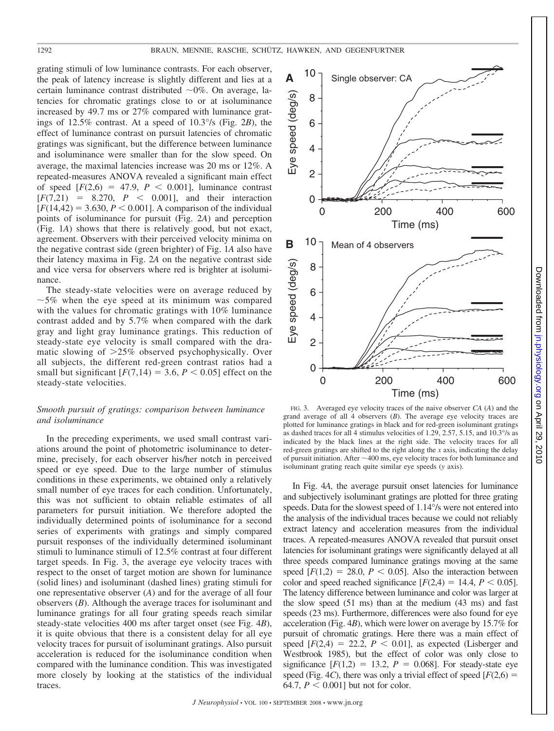grating stimuli of low luminance contrasts. For each observer, the peak of latency increase is slightly different and lies at a certain luminance contrast distributed ~0%. On average, latencies for chromatic gratings close to or at isoluminance increased by 49.7 ms or 27% compared with luminance gratings of 12.5% contrast. At a speed of 10.3°/s (Fig. 2*B*), the effect of luminance contrast on pursuit latencies of chromatic gratings was significant, but the difference between luminance and isoluminance were smaller than for the slow speed. On average, the maximal latencies increase was 20 ms or 12%. A repeated-measures ANOVA revealed a significant main effect of speed [$F(2,6) = 47.9$, $P < 0.001$], luminance contrast [$F(7,21) = 8.270$, $P < 0.001$], and their interaction [$F(14,42) = 3.630$, $P < 0.001$]. A comparison of the individual points of isoluminance for pursuit (Fig. 2*A*) and perception (Fig. 1*A*) shows that there is relatively good, but not exact, agreement. Observers with their perceived velocity minima on the negative contrast side (green brighter) of Fig. 1*A* also have their latency maxima in Fig. 2*A* on the negative contrast side and vice versa for observers where red is brighter at isoluminance.

The steady-state velocities were on average reduced by ~5% when the eye speed at its minimum was compared with the values for chromatic gratings with 10% luminance contrast added and by 5.7% when compared with the dark gray and light gray luminance gratings. This reduction of steady-state eye velocity is small compared with the dramatic slowing of >25% observed psychophysically. Over all subjects, the different red-green contrast ratios had a small but significant [$F(7,14) = 3.6$, $P < 0.05$] effect on the steady-state velocities.

### *Smooth pursuit of gratings: comparison between luminance and isoluminance*

In the preceding experiments, we used small contrast variations around the point of photometric isoluminance to determine, precisely, for each observer his/her notch in perceived speed or eye speed. Due to the large number of stimulus conditions in these experiments, we obtained only a relatively small number of eye traces for each condition. Unfortunately, this was not sufficient to obtain reliable estimates of all parameters for pursuit initiation. We therefore adopted the individually determined points of isoluminance for a second series of experiments with gratings and simply compared pursuit responses of the individually determined isoluminant stimuli to luminance stimuli of 12.5% contrast at four different target speeds. In Fig. 3, the average eye velocity traces with respect to the onset of target motion are shown for luminance (solid lines) and isoluminant (dashed lines) grating stimuli for one representative observer (*A*) and for the average of all four observers (*B*). Although the average traces for isoluminant and luminance gratings for all four grating speeds reach similar steady-state velocities 400 ms after target onset (see Fig. 4*B*), it is quite obvious that there is a consistent delay for all eye velocity traces for pursuit of isoluminant gratings. Also pursuit acceleration is reduced for the isoluminance condition when compared with the luminance condition. This was investigated more closely by looking at the statistics of the individual traces.

FIG. 3. Averaged eye velocity traces of the naive observer *CA* (*A*) and the grand average of all 4 observers (*B*). The average eye velocity traces are plotted for luminance gratings in black and for red-green isoluminant gratings as dashed traces for all 4 stimulus velocities of 1.29, 2.57, 5.15, and 10.3°/s as indicated by the black lines at the right side. The velocity traces for all red-green gratings are shifted to the right along the *x* axis, indicating the delay of pursuit initiation. After ~400 ms, eye velocity traces for both luminance and isoluminant grating reach quite similar eye speeds (*y* axis).

In Fig. 4*A*, the average pursuit onset latencies for luminance and subjectively isoluminant gratings are plotted for three grating speeds. Data for the slowest speed of 1.14°/s were not entered into the analysis of the individual traces because we could not reliably extract latency and acceleration measures from the individual traces. A repeated-measures ANOVA revealed that pursuit onset latencies for isoluminant gratings were significantly delayed at all three speeds compared luminance gratings moving at the same speed [$F(1,2) = 28.0$, $P < 0.05$]. Also the interaction between color and speed reached significance [$F(2,4) = 14.4$, $P < 0.05$]. The latency difference between luminance and color was larger at the slow speed (51 ms) than at the medium (43 ms) and fast speeds (23 ms). Furthermore, differences were also found for eye acceleration (Fig. 4*B*), which were lower on average by 15.7% for pursuit of chromatic gratings. Here there was a main effect of speed [$F(2,4) = 22.2$, $P < 0.01$], as expected (Lisberger and Westbrook 1985), but the effect of color was only close to significance [$F(1,2) = 13.2$, $P = 0.068$]. For steady-state eye speed (Fig. 4*C*), there was only a trivial effect of speed [$F(2,6) = 64.7$, $P < 0.001$] but not for color.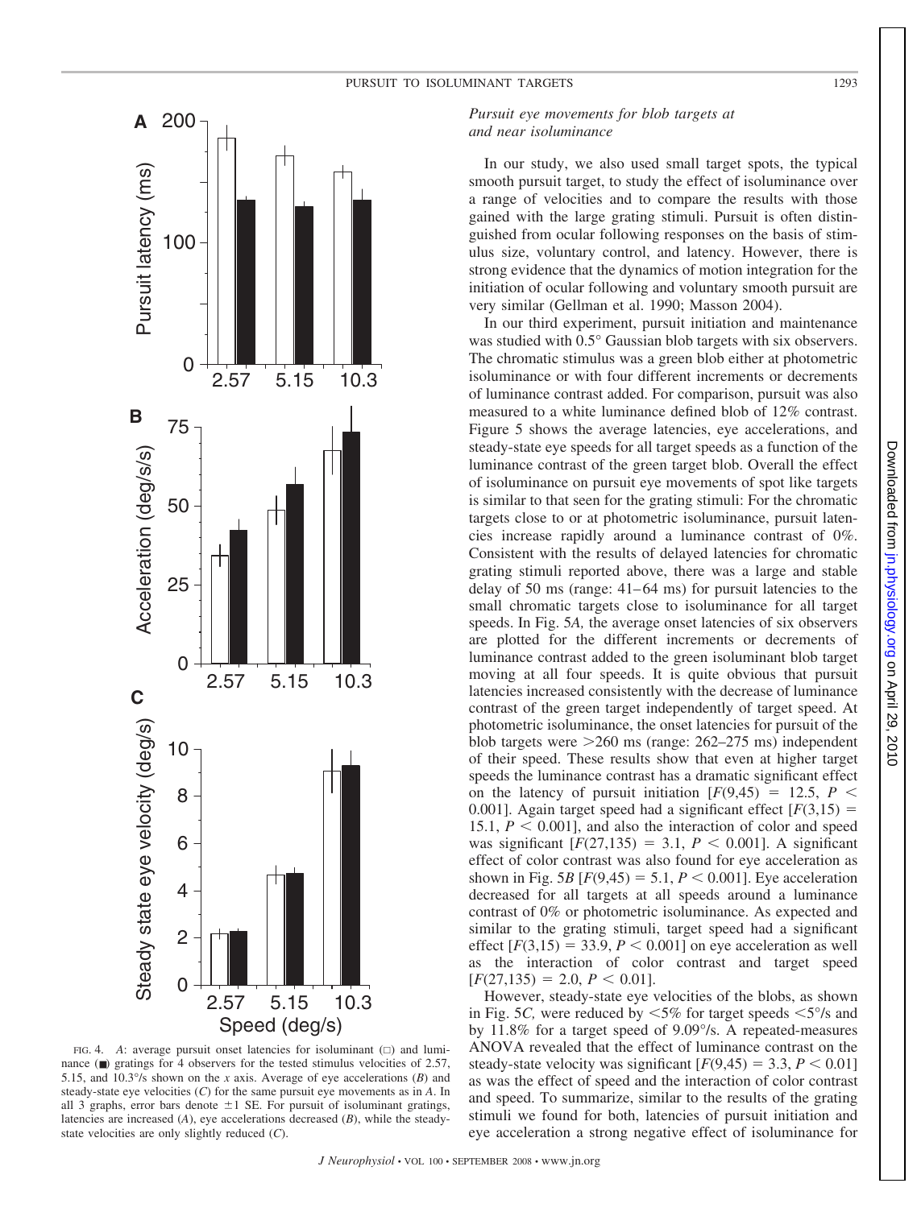FIG. 4. *A*: average pursuit onset latencies for isoluminant (□) and luminance (■) gratings for 4 observers for the tested stimulus velocities of 2.57, 5.15, and 10.3°/s shown on the *x* axis. Average of eye accelerations (*B*) and steady-state eye velocities (*C*) for the same pursuit eye movements as in *A*. In all 3 graphs, error bars denote ±1 SE. For pursuit of isoluminant gratings, latencies are increased (*A*), eye accelerations decreased (*B*), while the steady-state velocities are only slightly reduced (*C*).

### *Pursuit eye movements for blob targets at and near isoluminance*

In our study, we also used small target spots, the typical smooth pursuit target, to study the effect of isoluminance over a range of velocities and to compare the results with those gained with the large grating stimuli. Pursuit is often distinguished from ocular following responses on the basis of stimulus size, voluntary control, and latency. However, there is strong evidence that the dynamics of motion integration for the initiation of ocular following and voluntary smooth pursuit are very similar (Gellman et al. 1990; Masson 2004).

In our third experiment, pursuit initiation and maintenance was studied with 0.5° Gaussian blob targets with six observers. The chromatic stimulus was a green blob either at photometric isoluminance or with four different increments or decrements of luminance contrast added. For comparison, pursuit was also measured to a white luminance defined blob of 12% contrast. Figure 5 shows the average latencies, eye accelerations, and steady-state eye speeds for all target speeds as a function of the luminance contrast of the green target blob. Overall the effect of isoluminance on pursuit eye movements of spot like targets is similar to that seen for the grating stimuli: For the chromatic targets close to or at photometric isoluminance, pursuit latencies increase rapidly around a luminance contrast of 0%. Consistent with the results of delayed latencies for chromatic grating stimuli reported above, there was a large and stable delay of 50 ms (range: 41–64 ms) for pursuit latencies to the small chromatic targets close to isoluminance for all target speeds. In Fig. 5*A,* the average onset latencies of six observers are plotted for the different increments or decrements of luminance contrast added to the green isoluminant blob target moving at all four speeds. It is quite obvious that pursuit latencies increased consistently with the decrease of luminance contrast of the green target independently of target speed. At photometric isoluminance, the onset latencies for pursuit of the blob targets were >260 ms (range: 262–275 ms) independent of their speed. These results show that even at higher target speeds the luminance contrast has a dramatic significant effect on the latency of pursuit initiation [$F(9,45) = 12.5$, $P < 0.001$]. Again target speed had a significant effect [$F(3,15) = 15.1$, $P < 0.001$], and also the interaction of color and speed was significant [$F(27,135) = 3.1$, $P < 0.001$]. A significant effect of color contrast was also found for eye acceleration as shown in Fig. 5*B* [$F(9,45) = 5.1$, $P < 0.001$]. Eye acceleration decreased for all targets at all speeds around a luminance contrast of 0% or photometric isoluminance. As expected and similar to the grating stimuli, target speed had a significant effect [$F(3,15) = 33.9$, $P < 0.001$] on eye acceleration as well as the interaction of color contrast and target speed [$F(27,135) = 2.0$, $P < 0.01$].

However, steady-state eye velocities of the blobs, as shown in Fig. 5*C,* were reduced by <5% for target speeds <5°/s and by 11.8% for a target speed of 9.09°/s. A repeated-measures ANOVA revealed that the effect of luminance contrast on the steady-state velocity was significant [$F(9,45) = 3.3$, $P < 0.01$] as was the effect of speed and the interaction of color contrast and speed. To summarize, similar to the results of the grating stimuli we found for both, latencies of pursuit initiation and eye acceleration a strong negative effect of isoluminance for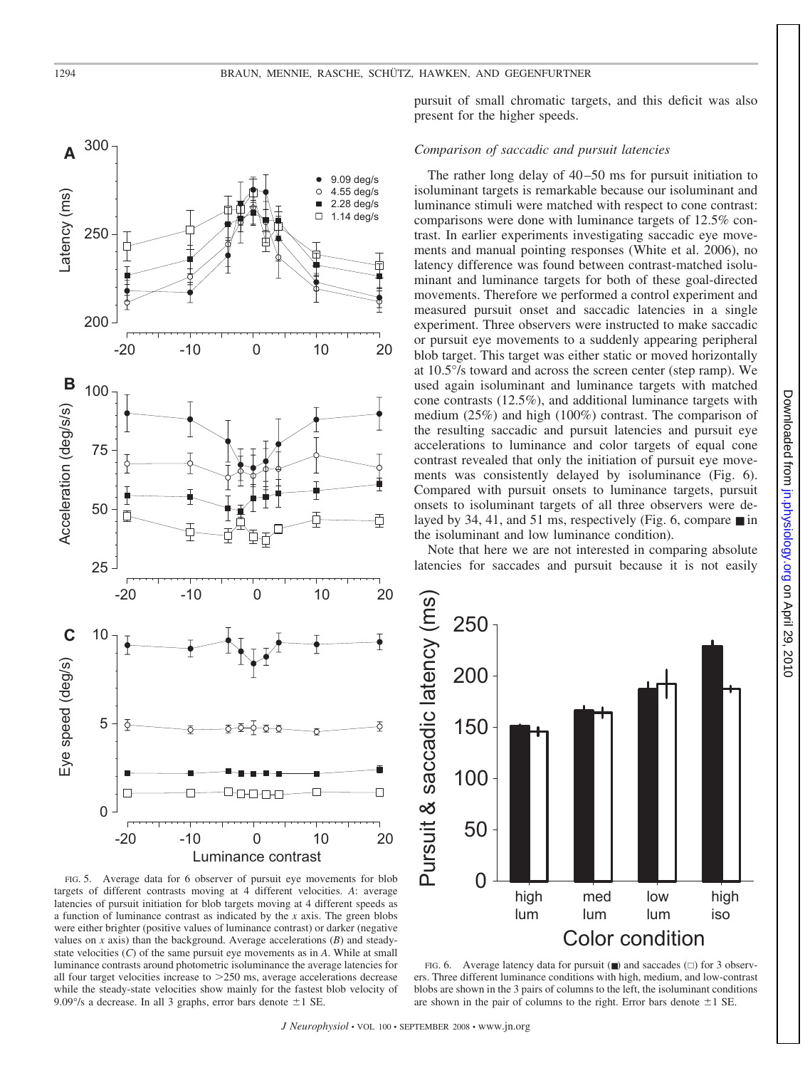FIG. 5. Average data for 6 observer of pursuit eye movements for blob targets of different contrasts moving at 4 different velocities. *A*: average latencies of pursuit initiation for blob targets moving at 4 different speeds as a function of luminance contrast as indicated by the *x* axis. The green blobs were either brighter (positive values of luminance contrast) or darker (negative values on *x* axis) than the background. Average accelerations (*B*) and steady-state velocities (*C*) of the same pursuit eye movements as in *A*. While at small luminance contrasts around photometric isoluminance the average latencies for all four target velocities increase to >250 ms, average accelerations decrease while the steady-state velocities show mainly for the fastest blob velocity of 9.09°/s a decrease. In all 3 graphs, error bars denote ±1 SE.

pursuit of small chromatic targets, and this deficit was also present for the higher speeds.

### *Comparison of saccadic and pursuit latencies*

The rather long delay of 40–50 ms for pursuit initiation to isoluminant targets is remarkable because our isoluminant and luminance stimuli were matched with respect to cone contrast: comparisons were done with luminance targets of 12.5% contrast. In earlier experiments investigating saccadic eye movements and manual pointing responses (White et al. 2006), no latency difference was found between contrast-matched isoluminant and luminance targets for both of these goal-directed movements. Therefore we performed a control experiment and measured pursuit onset and saccadic latencies in a single experiment. Three observers were instructed to make saccadic or pursuit eye movements to a suddenly appearing peripheral blob target. This target was either static or moved horizontally at 10.5°/s toward and across the screen center (step ramp). We used again isoluminant and luminance targets with matched cone contrasts (12.5%), and additional luminance targets with medium (25%) and high (100%) contrast. The comparison of the resulting saccadic and pursuit latencies and pursuit eye accelerations to luminance and color targets of equal cone contrast revealed that only the initiation of pursuit eye movements was consistently delayed by isoluminance (Fig. 6). Compared with pursuit onsets to luminance targets, pursuit onsets to isoluminant targets of all three observers were delayed by 34, 41, and 51 ms, respectively (Fig. 6, compare ■ in the isoluminant and low luminance condition).

Note that here we are not interested in comparing absolute latencies for saccades and pursuit because it is not easily

FIG. 6. Average latency data for pursuit (■) and saccades (□) for 3 observers. Three different luminance conditions with high, medium, and low-contrast blobs are shown in the 3 pairs of columns to the left, the isoluminant conditions are shown in the pair of columns to the right. Error bars denote ±1 SE.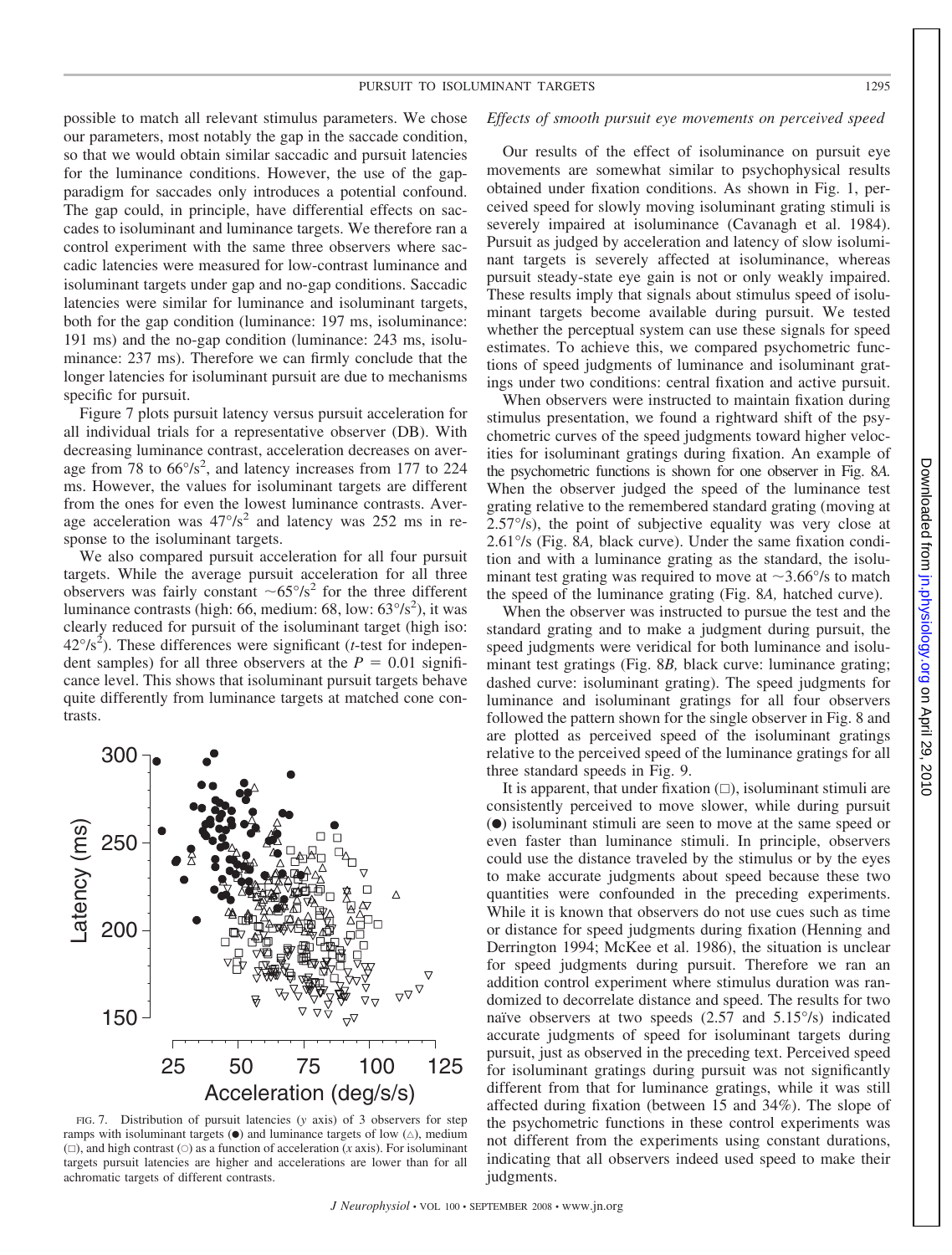possible to match all relevant stimulus parameters. We chose our parameters, most notably the gap in the saccade condition, so that we would obtain similar saccadic and pursuit latencies for the luminance conditions. However, the use of the gap-paradigm for saccades only introduces a potential confound. The gap could, in principle, have differential effects on saccades to isoluminant and luminance targets. We therefore ran a control experiment with the same three observers where saccadic latencies were measured for low-contrast luminance and isoluminant targets under gap and no-gap conditions. Saccadic latencies were similar for luminance and isoluminant targets, both for the gap condition (luminance: 197 ms, isoluminance: 191 ms) and the no-gap condition (luminance: 243 ms, isoluminance: 237 ms). Therefore we can firmly conclude that the longer latencies for isoluminant pursuit are due to mechanisms specific for pursuit.

Figure 7 plots pursuit latency versus pursuit acceleration for all individual trials for a representative observer (DB). With decreasing luminance contrast, acceleration decreases on average from 78 to 66°/s$^2$, and latency increases from 177 to 224 ms. However, the values for isoluminant targets are different from the ones for even the lowest luminance contrasts. Average acceleration was 47°/s$^2$ and latency was 252 ms in response to the isoluminant targets.

We also compared pursuit acceleration for all four pursuit targets. While the average pursuit acceleration for all three observers was fairly constant ~65°/s$^2$ for the three different luminance contrasts (high: 66, medium: 68, low: 63°/s$^2$), it was clearly reduced for pursuit of the isoluminant target (high iso: 42°/s$^2$). These differences were significant (*t*-test for independent samples) for all three observers at the $P = 0.01$ significance level. This shows that isoluminant pursuit targets behave quite differently from luminance targets at matched cone contrasts.

FIG. 7. Distribution of pursuit latencies (*y* axis) of 3 observers for step ramps with isoluminant targets (●) and luminance targets of low (△), medium (□), and high contrast (○) as a function of acceleration (*x* axis). For isoluminant targets pursuit latencies are higher and accelerations are lower than for all achromatic targets of different contrasts.

### *Effects of smooth pursuit eye movements on perceived speed*

Our results of the effect of isoluminance on pursuit eye movements are somewhat similar to psychophysical results obtained under fixation conditions. As shown in Fig. 1, perceived speed for slowly moving isoluminant grating stimuli is severely impaired at isoluminance (Cavanagh et al. 1984). Pursuit as judged by acceleration and latency of slow isoluminant targets is severely affected at isoluminance, whereas pursuit steady-state eye gain is not or only weakly impaired. These results imply that signals about stimulus speed of isoluminant targets become available during pursuit. We tested whether the perceptual system can use these signals for speed estimates. To achieve this, we compared psychometric functions of speed judgments of luminance and isoluminant gratings under two conditions: central fixation and active pursuit.

When observers were instructed to maintain fixation during stimulus presentation, we found a rightward shift of the psychometric curves of the speed judgments toward higher velocities for isoluminant gratings during fixation. An example of the psychometric functions is shown for one observer in Fig. 8*A*. When the observer judged the speed of the luminance test grating relative to the remembered standard grating (moving at 2.57°/s), the point of subjective equality was very close at 2.61°/s (Fig. 8*A,* black curve). Under the same fixation condition and with a luminance grating as the standard, the isoluminant test grating was required to move at ~3.66°/s to match the speed of the luminance grating (Fig. 8*A,* hatched curve).

When the observer was instructed to pursue the test and the standard grating and to make a judgment during pursuit, the speed judgments were veridical for both luminance and isoluminant test gratings (Fig. 8*B,* black curve: luminance grating; dashed curve: isoluminant grating). The speed judgments for luminance and isoluminant gratings for all four observers followed the pattern shown for the single observer in Fig. 8 and are plotted as perceived speed of the isoluminant gratings relative to the perceived speed of the luminance gratings for all three standard speeds in Fig. 9.

It is apparent, that under fixation (□), isoluminant stimuli are consistently perceived to move slower, while during pursuit (●) isoluminant stimuli are seen to move at the same speed or even faster than luminance stimuli. In principle, observers could use the distance traveled by the stimulus or by the eyes to make accurate judgments about speed because these two quantities were confounded in the preceding experiments. While it is known that observers do not use cues such as time or distance for speed judgments during fixation (Henning and Derrington 1994; McKee et al. 1986), the situation is unclear for speed judgments during pursuit. Therefore we ran an addition control experiment where stimulus duration was randomized to decorrelate distance and speed. The results for two naïve observers at two speeds (2.57 and 5.15°/s) indicated accurate judgments of speed for isoluminant targets during pursuit, just as observed in the preceding text. Perceived speed for isoluminant gratings during pursuit was not significantly different from that for luminance gratings, while it was still affected during fixation (between 15 and 34%). The slope of the psychometric functions in these control experiments was not different from the experiments using constant durations, indicating that all observers indeed used speed to make their judgments.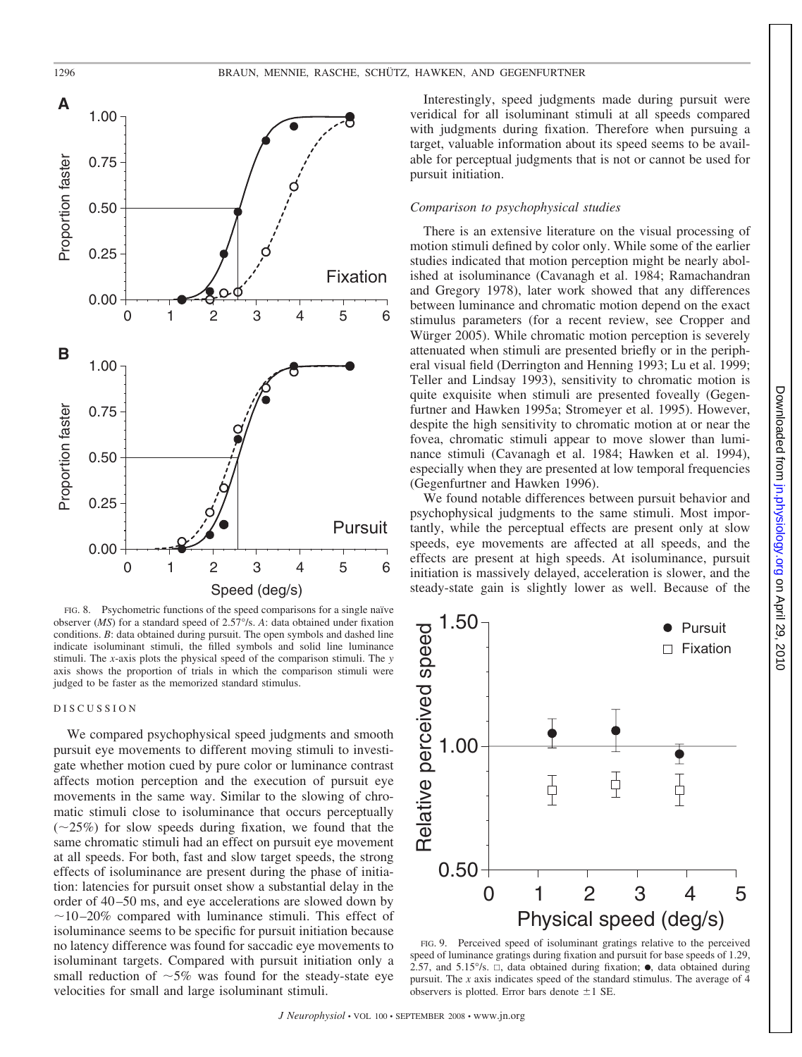FIG. 8. Psychometric functions of the speed comparisons for a single naïve observer (*MS*) for a standard speed of 2.57°/s. *A*: data obtained under fixation conditions. *B*: data obtained during pursuit. The open symbols and dashed line indicate isoluminant stimuli, the filled symbols and solid line luminance stimuli. The *x*-axis plots the physical speed of the comparison stimuli. The *y* axis shows the proportion of trials in which the comparison stimuli were judged to be faster as the memorized standard stimulus.

## DISCUSSION

We compared psychophysical speed judgments and smooth pursuit eye movements to different moving stimuli to investigate whether motion cued by pure color or luminance contrast affects motion perception and the execution of pursuit eye movements in the same way. Similar to the slowing of chromatic stimuli close to isoluminance that occurs perceptually (~25%) for slow speeds during fixation, we found that the same chromatic stimuli had an effect on pursuit eye movement at all speeds. For both, fast and slow target speeds, the strong effects of isoluminance are present during the phase of initiation: latencies for pursuit onset show a substantial delay in the order of 40–50 ms, and eye accelerations are slowed down by ~10–20% compared with luminance stimuli. This effect of isoluminance seems to be specific for pursuit initiation because no latency difference was found for saccadic eye movements to isoluminant targets. Compared with pursuit initiation only a small reduction of ~5% was found for the steady-state eye velocities for small and large isoluminant stimuli.

Interestingly, speed judgments made during pursuit were veridical for all isoluminant stimuli at all speeds compared with judgments during fixation. Therefore when pursuing a target, valuable information about its speed seems to be available for perceptual judgments that is not or cannot be used for pursuit initiation.

### *Comparison to psychophysical studies*

There is an extensive literature on the visual processing of motion stimuli defined by color only. While some of the earlier studies indicated that motion perception might be nearly abolished at isoluminance (Cavanagh et al. 1984; Ramachandran and Gregory 1978), later work showed that any differences between luminance and chromatic motion depend on the exact stimulus parameters (for a recent review, see Cropper and Würger 2005). While chromatic motion perception is severely attenuated when stimuli are presented briefly or in the peripheral visual field (Derrington and Henning 1993; Lu et al. 1999; Teller and Lindsay 1993), sensitivity to chromatic motion is quite exquisite when stimuli are presented foveally (Gegenfurtner and Hawken 1995a; Stromeyer et al. 1995). However, despite the high sensitivity to chromatic motion at or near the fovea, chromatic stimuli appear to move slower than luminance stimuli (Cavanagh et al. 1984; Hawken et al. 1994), especially when they are presented at low temporal frequencies (Gegenfurtner and Hawken 1996).

We found notable differences between pursuit behavior and psychophysical judgments to the same stimuli. Most importantly, while the perceptual effects are present only at slow speeds, eye movements are affected at all speeds, and the effects are present at high speeds. At isoluminance, pursuit initiation is massively delayed, acceleration is slower, and the steady-state gain is slightly lower as well. Because of the

FIG. 9. Perceived speed of isoluminant gratings relative to the perceived speed of luminance gratings during fixation and pursuit for base speeds of 1.29, 2.57, and 5.15°/s. □, data obtained during fixation; ●, data obtained during pursuit. The *x* axis indicates speed of the standard stimulus. The average of 4 observers is plotted. Error bars denote ±1 SE.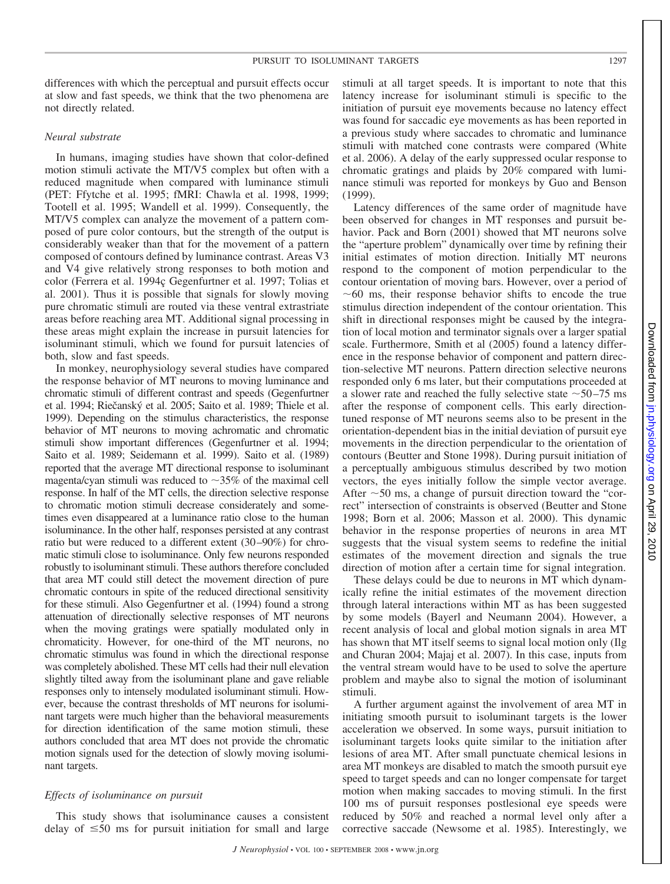differences with which the perceptual and pursuit effects occur at slow and fast speeds, we think that the two phenomena are not directly related.

### *Neural substrate*

In humans, imaging studies have shown that color-defined motion stimuli activate the MT/V5 complex but often with a reduced magnitude when compared with luminance stimuli (PET: Ffytche et al. 1995; fMRI: Chawla et al. 1998, 1999; Tootell et al. 1995; Wandell et al. 1999). Consequently, the MT/V5 complex can analyze the movement of a pattern composed of pure color contours, but the strength of the output is considerably weaker than that for the movement of a pattern composed of contours defined by luminance contrast. Areas V3 and V4 give relatively strong responses to both motion and color (Ferrera et al. 1994ç Gegenfurtner et al. 1997; Tolias et al. 2001). Thus it is possible that signals for slowly moving pure chromatic stimuli are routed via these ventral extrastriate areas before reaching area MT. Additional signal processing in these areas might explain the increase in pursuit latencies for isoluminant stimuli, which we found for pursuit latencies of both, slow and fast speeds.

In monkey, neurophysiology several studies have compared the response behavior of MT neurons to moving luminance and chromatic stimuli of different contrast and speeds (Gegenfurtner et al. 1994; Riečanský et al. 2005; Saito et al. 1989; Thiele et al. 1999). Depending on the stimulus characteristics, the response behavior of MT neurons to moving achromatic and chromatic stimuli show important differences (Gegenfurtner et al. 1994; Saito et al. 1989; Seidemann et al. 1999). Saito et al. (1989) reported that the average MT directional response to isoluminant magenta/cyan stimuli was reduced to ~35% of the maximal cell response. In half of the MT cells, the direction selective response to chromatic motion stimuli decrease considerately and sometimes even disappeared at a luminance ratio close to the human isoluminance. In the other half, responses persisted at any contrast ratio but were reduced to a different extent (30–90%) for chromatic stimuli close to isoluminance. Only few neurons responded robustly to isoluminant stimuli. These authors therefore concluded that area MT could still detect the movement direction of pure chromatic contours in spite of the reduced directional sensitivity for these stimuli. Also Gegenfurtner et al. (1994) found a strong attenuation of directionally selective responses of MT neurons when the moving gratings were spatially modulated only in chromaticity. However, for one-third of the MT neurons, no chromatic stimulus was found in which the directional response was completely abolished. These MT cells had their null elevation slightly tilted away from the isoluminant plane and gave reliable responses only to intensely modulated isoluminant stimuli. However, because the contrast thresholds of MT neurons for isoluminant targets were much higher than the behavioral measurements for direction identification of the same motion stimuli, these authors concluded that area MT does not provide the chromatic motion signals used for the detection of slowly moving isoluminant targets.

### *Effects of isoluminance on pursuit*

This study shows that isoluminance causes a consistent delay of ≤50 ms for pursuit initiation for small and large stimuli at all target speeds. It is important to note that this latency increase for isoluminant stimuli is specific to the initiation of pursuit eye movements because no latency effect was found for saccadic eye movements as has been reported in a previous study where saccades to chromatic and luminance stimuli with matched cone contrasts were compared (White et al. 2006). A delay of the early suppressed ocular response to chromatic gratings and plaids by 20% compared with luminance stimuli was reported for monkeys by Guo and Benson (1999).

Latency differences of the same order of magnitude have been observed for changes in MT responses and pursuit behavior. Pack and Born (2001) showed that MT neurons solve the "aperture problem" dynamically over time by refining their initial estimates of motion direction. Initially MT neurons respond to the component of motion perpendicular to the contour orientation of moving bars. However, over a period of ~60 ms, their response behavior shifts to encode the true stimulus direction independent of the contour orientation. This shift in directional responses might be caused by the integration of local motion and terminator signals over a larger spatial scale. Furthermore, Smith et al (2005) found a latency difference in the response behavior of component and pattern direction-selective MT neurons. Pattern direction selective neurons responded only 6 ms later, but their computations proceeded at a slower rate and reached the fully selective state ~50–75 ms after the response of component cells. This early direction-tuned response of MT neurons seems also to be present in the orientation-dependent bias in the initial deviation of pursuit eye movements in the direction perpendicular to the orientation of contours (Beutter and Stone 1998). During pursuit initiation of a perceptually ambiguous stimulus described by two motion vectors, the eyes initially follow the simple vector average. After ~50 ms, a change of pursuit direction toward the "correct" intersection of constraints is observed (Beutter and Stone 1998; Born et al. 2006; Masson et al. 2000). This dynamic behavior in the response properties of neurons in area MT suggests that the visual system seems to redefine the initial estimates of the movement direction and signals the true direction of motion after a certain time for signal integration.

These delays could be due to neurons in MT which dynamically refine the initial estimates of the movement direction through lateral interactions within MT as has been suggested by some models (Bayerl and Neumann 2004). However, a recent analysis of local and global motion signals in area MT has shown that MT itself seems to signal local motion only (Ilg and Churan 2004; Majaj et al. 2007). In this case, inputs from the ventral stream would have to be used to solve the aperture problem and maybe also to signal the motion of isoluminant stimuli.

A further argument against the involvement of area MT in initiating smooth pursuit to isoluminant targets is the lower acceleration we observed. In some ways, pursuit initiation to isoluminant targets looks quite similar to the initiation after lesions of area MT. After small punctuate chemical lesions in area MT monkeys are disabled to match the smooth pursuit eye speed to target speeds and can no longer compensate for target motion when making saccades to moving stimuli. In the first 100 ms of pursuit responses postlesional eye speeds were reduced by 50% and reached a normal level only after a corrective saccade (Newsome et al. 1985). Interestingly, we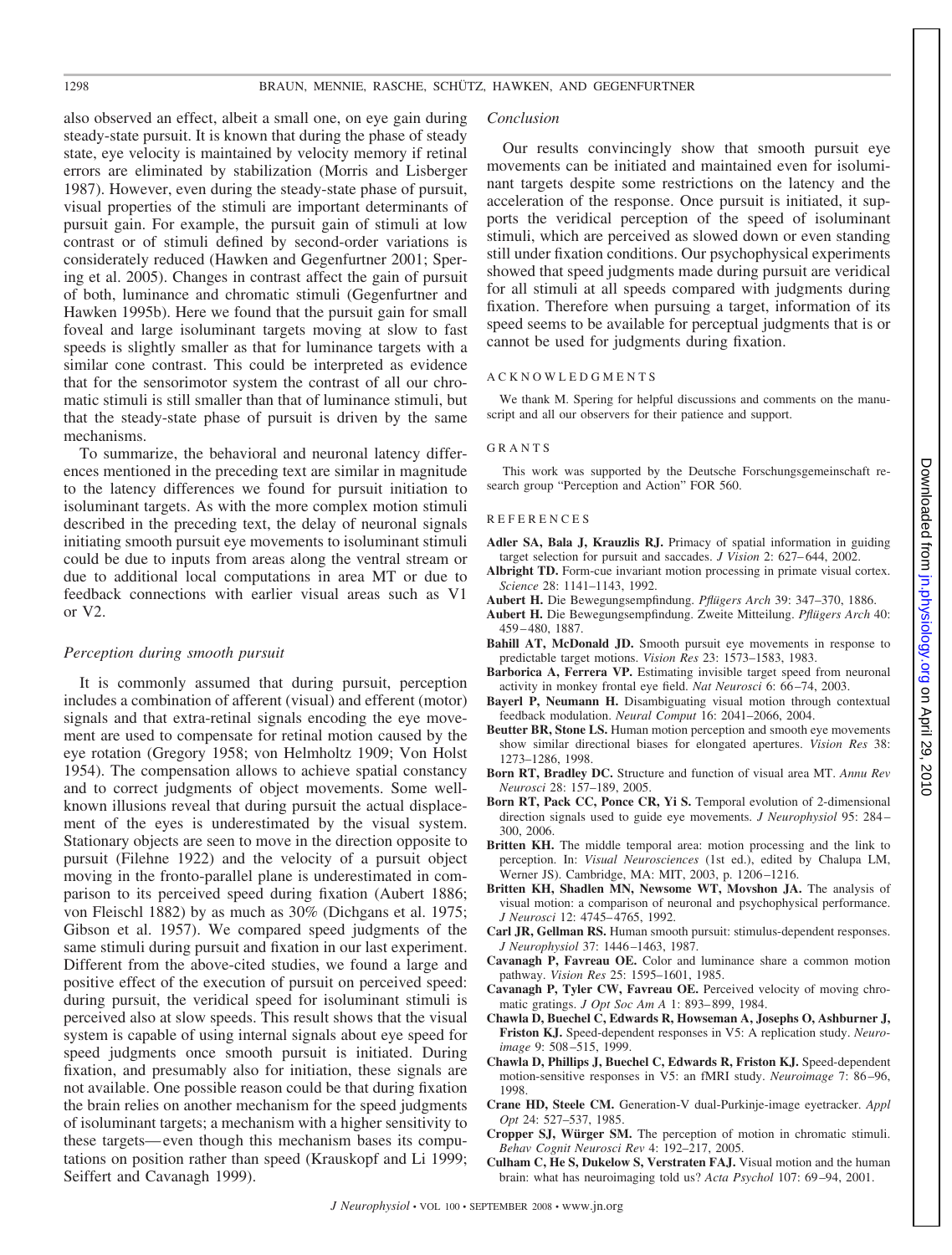also observed an effect, albeit a small one, on eye gain during steady-state pursuit. It is known that during the phase of steady state, eye velocity is maintained by velocity memory if retinal errors are eliminated by stabilization (Morris and Lisberger 1987). However, even during the steady-state phase of pursuit, visual properties of the stimuli are important determinants of pursuit gain. For example, the pursuit gain of stimuli at low contrast or of stimuli defined by second-order variations is considerately reduced (Hawken and Gegenfurtner 2001; Spering et al. 2005). Changes in contrast affect the gain of pursuit of both, luminance and chromatic stimuli (Gegenfurtner and Hawken 1995b). Here we found that the pursuit gain for small foveal and large isoluminant targets moving at slow to fast speeds is slightly smaller as that for luminance targets with a similar cone contrast. This could be interpreted as evidence that for the sensorimotor system the contrast of all our chromatic stimuli is still smaller than that of luminance stimuli, but that the steady-state phase of pursuit is driven by the same mechanisms.

To summarize, the behavioral and neuronal latency differences mentioned in the preceding text are similar in magnitude to the latency differences we found for pursuit initiation to isoluminant targets. As with the more complex motion stimuli described in the preceding text, the delay of neuronal signals initiating smooth pursuit eye movements to isoluminant stimuli could be due to inputs from areas along the ventral stream or due to additional local computations in area MT or due to feedback connections with earlier visual areas such as V1 or V2.

### *Perception during smooth pursuit*

It is commonly assumed that during pursuit, perception includes a combination of afferent (visual) and efferent (motor) signals and that extra-retinal signals encoding the eye movement are used to compensate for retinal motion caused by the eye rotation (Gregory 1958; von Helmholtz 1909; Von Holst 1954). The compensation allows to achieve spatial constancy and to correct judgments of object movements. Some well-known illusions reveal that during pursuit the actual displacement of the eyes is underestimated by the visual system. Stationary objects are seen to move in the direction opposite to pursuit (Filehne 1922) and the velocity of a pursuit object moving in the fronto-parallel plane is underestimated in comparison to its perceived speed during fixation (Aubert 1886; von Fleischl 1882) by as much as 30% (Dichgans et al. 1975; Gibson et al. 1957). We compared speed judgments of the same stimuli during pursuit and fixation in our last experiment. Different from the above-cited studies, we found a large and positive effect of the execution of pursuit on perceived speed: during pursuit, the veridical speed for isoluminant stimuli is perceived also at slow speeds. This result shows that the visual system is capable of using internal signals about eye speed for speed judgments once smooth pursuit is initiated. During fixation, and presumably also for initiation, these signals are not available. One possible reason could be that during fixation the brain relies on another mechanism for the speed judgments of isoluminant targets; a mechanism with a higher sensitivity to these targets—even though this mechanism bases its computations on position rather than speed (Krauskopf and Li 1999; Seiffert and Cavanagh 1999).

### *Conclusion*

Our results convincingly show that smooth pursuit eye movements can be initiated and maintained even for isoluminant targets despite some restrictions on the latency and the acceleration of the response. Once pursuit is initiated, it supports the veridical perception of the speed of isoluminant stimuli, which are perceived as slowed down or even standing still under fixation conditions. Our psychophysical experiments showed that speed judgments made during pursuit are veridical for all stimuli at all speeds compared with judgments during fixation. Therefore when pursuing a target, information of its speed seems to be available for perceptual judgments that is or cannot be used for judgments during fixation.

## ACKNOWLEDGMENTS

We thank M. Spering for helpful discussions and comments on the manuscript and all our observers for their patience and support.

## GRANTS

This work was supported by the Deutsche Forschungsgemeinschaft research group "Perception and Action" FOR 560.

## REFERENCES

**Adler SA, Bala J, Krauzlis RJ.** Primacy of spatial information in guiding target selection for pursuit and saccades. *J Vision* 2: 627–644, 2002.

**Albright TD.** Form-cue invariant motion processing in primate visual cortex. *Science* 28: 1141–1143, 1992.

**Aubert H.** Die Bewegungsempfindung. *Pflügers Arch* 39: 347–370, 1886.

**Aubert H.** Die Bewegungsempfindung. Zweite Mitteilung. *Pflügers Arch* 40: 459–480, 1887.

**Bahill AT, McDonald JD.** Smooth pursuit eye movements in response to predictable target motions. *Vision Res* 23: 1573–1583, 1983.

**Barborica A, Ferrera VP.** Estimating invisible target speed from neuronal activity in monkey frontal eye field. *Nat Neurosci* 6: 66–74, 2003.

**Bayerl P, Neumann H.** Disambiguating visual motion through contextual feedback modulation. *Neural Comput* 16: 2041–2066, 2004.

**Beutter BR, Stone LS.** Human motion perception and smooth eye movements show similar directional biases for elongated apertures. *Vision Res* 38: 1273–1286, 1998.

**Born RT, Bradley DC.** Structure and function of visual area MT. *Annu Rev Neurosci* 28: 157–189, 2005.

**Born RT, Pack CC, Ponce CR, Yi S.** Temporal evolution of 2-dimensional direction signals used to guide eye movements. *J Neurophysiol* 95: 284–300, 2006.

**Britten KH.** The middle temporal area: motion processing and the link to perception. In: *Visual Neurosciences* (1st ed.), edited by Chalupa LM, Werner JS). Cambridge, MA: MIT, 2003, p. 1206–1216.

**Britten KH, Shadlen MN, Newsome WT, Movshon JA.** The analysis of visual motion: a comparison of neuronal and psychophysical performance. *J Neurosci* 12: 4745–4765, 1992.

**Carl JR, Gellman RS.** Human smooth pursuit: stimulus-dependent responses. *J Neurophysiol* 37: 1446–1463, 1987.

**Cavanagh P, Favreau OE.** Color and luminance share a common motion pathway. *Vision Res* 25: 1595–1601, 1985.

**Cavanagh P, Tyler CW, Favreau OE.** Perceived velocity of moving chromatic gratings. *J Opt Soc Am A* 1: 893–899, 1984.

**Chawla D, Buechel C, Edwards R, Howseman A, Josephs O, Ashburner J, Friston KJ.** Speed-dependent responses in V5: A replication study. *Neuroimage* 9: 508–515, 1999.

**Chawla D, Phillips J, Buechel C, Edwards R, Friston KJ.** Speed-dependent motion-sensitive responses in V5: an fMRI study. *Neuroimage* 7: 86–96, 1998.

**Crane HD, Steele CM.** Generation-V dual-Purkinje-image eyetracker. *Appl Opt* 24: 527–537, 1985.

**Cropper SJ, Würger SM.** The perception of motion in chromatic stimuli. *Behav Cognit Neurosci Rev* 4: 192–217, 2005.

**Culham C, He S, Dukelow S, Verstraten FAJ.** Visual motion and the human brain: what has neuroimaging told us? *Acta Psychol* 107: 69–94, 2001.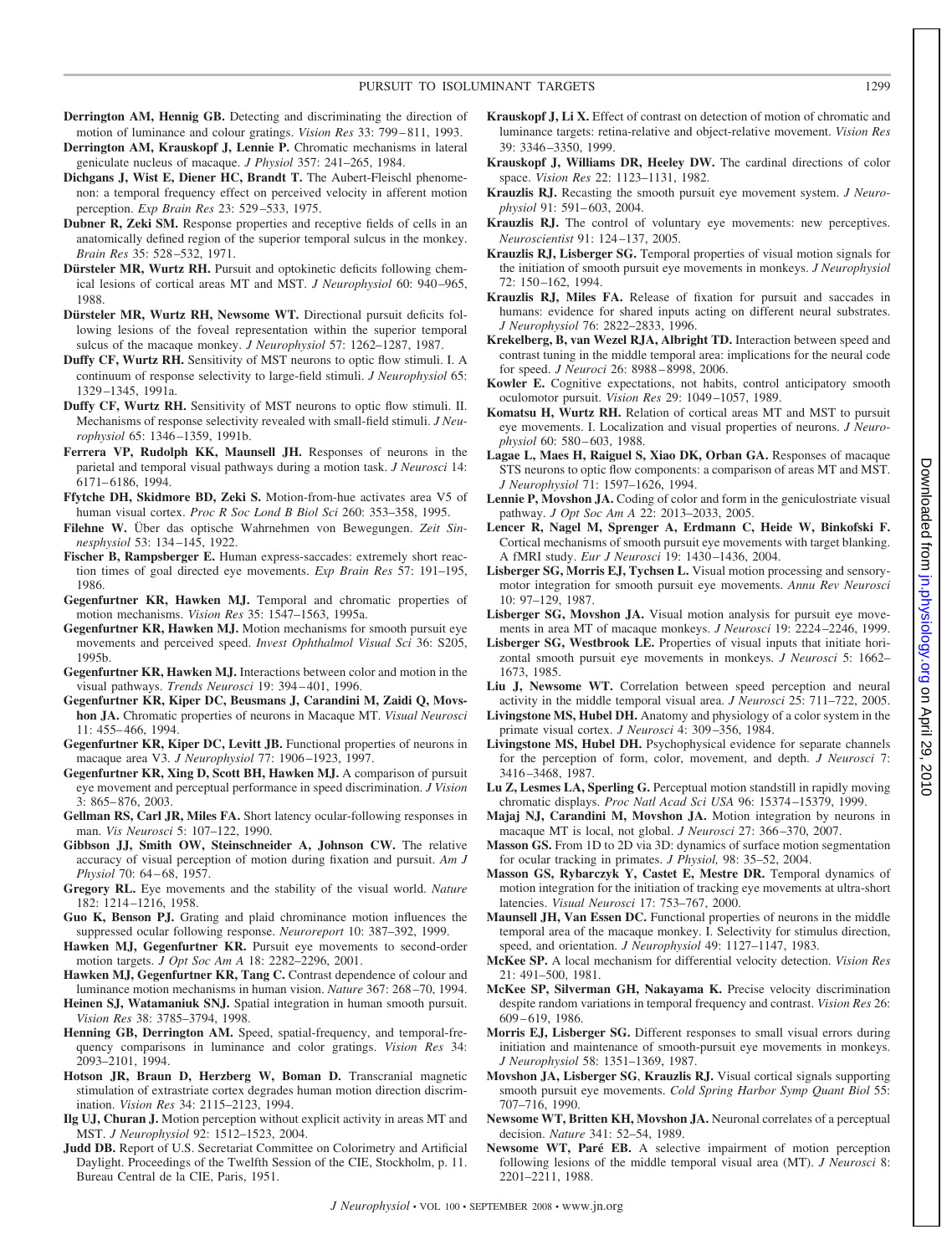**Derrington AM, Hennig GB.** Detecting and discriminating the direction of motion of luminance and colour gratings. *Vision Res* 33: 799–811, 1993.

**Derrington AM, Krauskopf J, Lennie P.** Chromatic mechanisms in lateral geniculate nucleus of macaque. *J Physiol* 357: 241–265, 1984.

**Dichgans J, Wist E, Diener HC, Brandt T.** The Aubert-Fleischl phenomenon: a temporal frequency effect on perceived velocity in afferent motion perception. *Exp Brain Res* 23: 529–533, 1975.

**Dubner R, Zeki SM.** Response properties and receptive fields of cells in an anatomically defined region of the superior temporal sulcus in the monkey. *Brain Res* 35: 528–532, 1971.

**Dürsteler MR, Wurtz RH.** Pursuit and optokinetic deficits following chemical lesions of cortical areas MT and MST. *J Neurophysiol* 60: 940–965, 1988.

**Dürsteler MR, Wurtz RH, Newsome WT.** Directional pursuit deficits following lesions of the foveal representation within the superior temporal sulcus of the macaque monkey. *J Neurophysiol* 57: 1262–1287, 1987.

**Duffy CF, Wurtz RH.** Sensitivity of MST neurons to optic flow stimuli. I. A continuum of response selectivity to large-field stimuli. *J Neurophysiol* 65: 1329–1345, 1991a.

**Duffy CF, Wurtz RH.** Sensitivity of MST neurons to optic flow stimuli. II. Mechanisms of response selectivity revealed with small-field stimuli. *J Neurophysiol* 65: 1346–1359, 1991b.

**Ferrera VP, Rudolph KK, Maunsell JH.** Responses of neurons in the parietal and temporal visual pathways during a motion task. *J Neurosci* 14: 6171–6186, 1994.

**Ffytche DH, Skidmore BD, Zeki S.** Motion-from-hue activates area V5 of human visual cortex. *Proc R Soc Lond B Biol Sci* 260: 353–358, 1995.

**Filehne W.** Über das optische Wahrnehmen von Bewegungen. *Zeit Sinnesphysiol* 53: 134–145, 1922.

**Fischer B, Rampsberger E.** Human express-saccades: extremely short reaction times of goal directed eye movements. *Exp Brain Res* 57: 191–195, 1986.

**Gegenfurtner KR, Hawken MJ.** Temporal and chromatic properties of motion mechanisms. *Vision Res* 35: 1547–1563, 1995a.

**Gegenfurtner KR, Hawken MJ.** Motion mechanisms for smooth pursuit eye movements and perceived speed. *Invest Ophthalmol Visual Sci* 36: S205, 1995b.

**Gegenfurtner KR, Hawken MJ.** Interactions between color and motion in the visual pathways. *Trends Neurosci* 19: 394–401, 1996.

**Gegenfurtner KR, Kiper DC, Beusmans J, Carandini M, Zaidi Q, Movshon JA.** Chromatic properties of neurons in Macaque MT. *Visual Neurosci* 11: 455–466, 1994.

**Gegenfurtner KR, Kiper DC, Levitt JB.** Functional properties of neurons in macaque area V3. *J Neurophysiol* 77: 1906–1923, 1997.

**Gegenfurtner KR, Xing D, Scott BH, Hawken MJ.** A comparison of pursuit eye movement and perceptual performance in speed discrimination. *J Vision* 3: 865–876, 2003.

**Gellman RS, Carl JR, Miles FA.** Short latency ocular-following responses in man. *Vis Neurosci* 5: 107–122, 1990.

**Gibbson JJ, Smith OW, Steinschneider A, Johnson CW.** The relative accuracy of visual perception of motion during fixation and pursuit. *Am J Physiol* 70: 64–68, 1957.

**Gregory RL.** Eye movements and the stability of the visual world. *Nature* 182: 1214–1216, 1958.

**Guo K, Benson PJ.** Grating and plaid chrominance motion influences the suppressed ocular following response. *Neuroreport* 10: 387–392, 1999.

**Hawken MJ, Gegenfurtner KR.** Pursuit eye movements to second-order motion targets. *J Opt Soc Am A* 18: 2282–2296, 2001.

**Hawken MJ, Gegenfurtner KR, Tang C.** Contrast dependence of colour and luminance motion mechanisms in human vision. *Nature* 367: 268–70, 1994.

**Heinen SJ, Watamaniuk SNJ.** Spatial integration in human smooth pursuit. *Vision Res* 38: 3785–3794, 1998.

**Henning GB, Derrington AM.** Speed, spatial-frequency, and temporal-frequency comparisons in luminance and color gratings. *Vision Res* 34: 2093–2101, 1994.

**Hotson JR, Braun D, Herzberg W, Boman D.** Transcranial magnetic stimulation of extrastriate cortex degrades human motion direction discrimination. *Vision Res* 34: 2115–2123, 1994.

**Ilg UJ, Churan J.** Motion perception without explicit activity in areas MT and MST. *J Neurophysiol* 92: 1512–1523, 2004.

**Judd DB.** Report of U.S. Secretariat Committee on Colorimetry and Artificial Daylight. Proceedings of the Twelfth Session of the CIE, Stockholm, p. 11. Bureau Central de la CIE, Paris, 1951.

**Krauskopf J, Li X.** Effect of contrast on detection of motion of chromatic and luminance targets: retina-relative and object-relative movement. *Vision Res* 39: 3346–3350, 1999.

**Krauskopf J, Williams DR, Heeley DW.** The cardinal directions of color space. *Vision Res* 22: 1123–1131, 1982.

**Krauzlis RJ.** Recasting the smooth pursuit eye movement system. *J Neurophysiol* 91: 591–603, 2004.

**Krauzlis RJ.** The control of voluntary eye movements: new perceptives. *Neuroscientist* 91: 124–137, 2005.

**Krauzlis RJ, Lisberger SG.** Temporal properties of visual motion signals for the initiation of smooth pursuit eye movements in monkeys. *J Neurophysiol* 72: 150–162, 1994.

**Krauzlis RJ, Miles FA.** Release of fixation for pursuit and saccades in humans: evidence for shared inputs acting on different neural substrates. *J Neurophysiol* 76: 2822–2833, 1996.

**Krekelberg, B, van Wezel RJA, Albright TD.** Interaction between speed and contrast tuning in the middle temporal area: implications for the neural code for speed. *J Neuroci* 26: 8988–8998, 2006.

**Kowler E.** Cognitive expectations, not habits, control anticipatory smooth oculomotor pursuit. *Vision Res* 29: 1049–1057, 1989.

**Komatsu H, Wurtz RH.** Relation of cortical areas MT and MST to pursuit eye movements. I. Localization and visual properties of neurons. *J Neurophysiol* 60: 580–603, 1988.

**Lagae L, Maes H, Raiguel S, Xiao DK, Orban GA.** Responses of macaque STS neurons to optic flow components: a comparison of areas MT and MST. *J Neurophysiol* 71: 1597–1626, 1994.

**Lennie P, Movshon JA.** Coding of color and form in the geniculostriate visual pathway. *J Opt Soc Am A* 22: 2013–2033, 2005.

**Lencer R, Nagel M, Sprenger A, Erdmann C, Heide W, Binkofski F.** Cortical mechanisms of smooth pursuit eye movements with target blanking. A fMRI study. *Eur J Neurosci* 19: 1430–1436, 2004.

**Lisberger SG, Morris EJ, Tychsen L.** Visual motion processing and sensory-motor integration for smooth pursuit eye movements. *Annu Rev Neurosci* 10: 97–129, 1987.

**Lisberger SG, Movshon JA.** Visual motion analysis for pursuit eye movements in area MT of macaque monkeys. *J Neurosci* 19: 2224–2246, 1999.

**Lisberger SG, Westbrook LE.** Properties of visual inputs that initiate horizontal smooth pursuit eye movements in monkeys. *J Neurosci* 5: 1662–1673, 1985.

**Liu J, Newsome WT.** Correlation between speed perception and neural activity in the middle temporal visual area. *J Neurosci* 25: 711–722, 2005.

**Livingstone MS, Hubel DH.** Anatomy and physiology of a color system in the primate visual cortex. *J Neurosci* 4: 309–356, 1984.

**Livingstone MS, Hubel DH.** Psychophysical evidence for separate channels for the perception of form, color, movement, and depth. *J Neurosci* 7: 3416–3468, 1987.

**Lu Z, Lesmes LA, Sperling G.** Perceptual motion standstill in rapidly moving chromatic displays. *Proc Natl Acad Sci USA* 96: 15374–15379, 1999.

**Majaj NJ, Carandini M, Movshon JA.** Motion integration by neurons in macaque MT is local, not global. *J Neurosci* 27: 366–370, 2007.

**Masson GS.** From 1D to 2D via 3D: dynamics of surface motion segmentation for ocular tracking in primates. *J Physiol,* 98: 35–52, 2004.

**Masson GS, Rybarczyk Y, Castet E, Mestre DR.** Temporal dynamics of motion integration for the initiation of tracking eye movements at ultra-short latencies. *Visual Neurosci* 17: 753–767, 2000.

**Maunsell JH, Van Essen DC.** Functional properties of neurons in the middle temporal area of the macaque monkey. I. Selectivity for stimulus direction, speed, and orientation. *J Neurophysiol* 49: 1127–1147, 1983.

**McKee SP.** A local mechanism for differential velocity detection. *Vision Res* 21: 491–500, 1981.

**McKee SP, Silverman GH, Nakayama K.** Precise velocity discrimination despite random variations in temporal frequency and contrast. *Vision Res* 26: 609–619, 1986.

**Morris EJ, Lisberger SG.** Different responses to small visual errors during initiation and maintenance of smooth-pursuit eye movements in monkeys. *J Neurophysiol* 58: 1351–1369, 1987.

**Movshon JA, Lisberger SG, Krauzlis RJ.** Visual cortical signals supporting smooth pursuit eye movements. *Cold Spring Harbor Symp Quant Biol* 55: 707–716, 1990.

**Newsome WT, Britten KH, Movshon JA.** Neuronal correlates of a perceptual decision. *Nature* 341: 52–54, 1989.

**Newsome WT, Paré EB.** A selective impairment of motion perception following lesions of the middle temporal visual area (MT). *J Neurosci* 8: 2201–2211, 1988.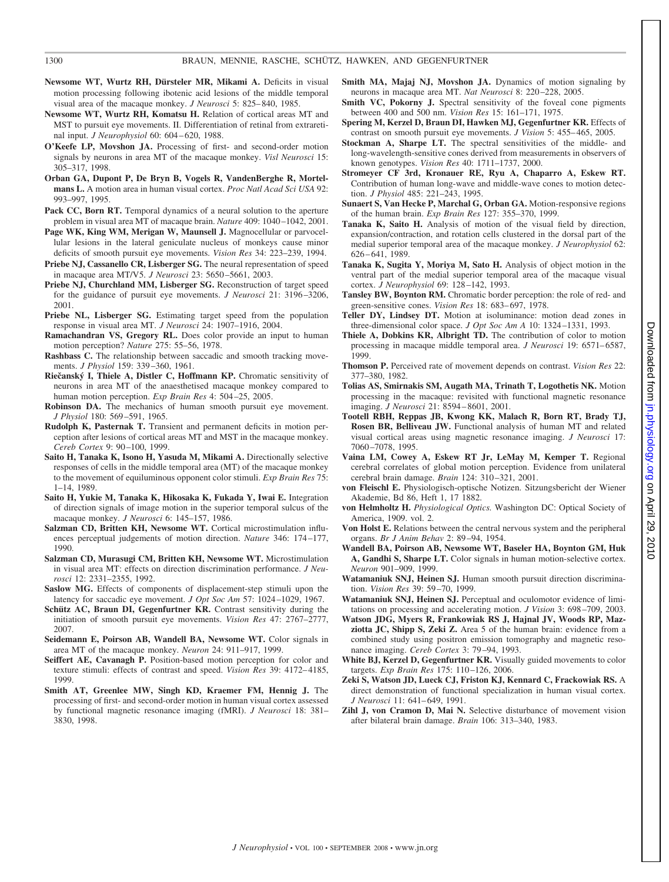**Newsome WT, Wurtz RH, Dürsteler MR, Mikami A.** Deficits in visual motion processing following ibotenic acid lesions of the middle temporal visual area of the macaque monkey. *J Neurosci* 5: 825–840, 1985.

**Newsome WT, Wurtz RH, Komatsu H.** Relation of cortical areas MT and MST to pursuit eye movements. II. Differentiation of retinal from extraretinal input. *J Neurophysiol* 60: 604–620, 1988.

**O'Keefe LP, Movshon JA.** Processing of first- and second-order motion signals by neurons in area MT of the macaque monkey. *Visl Neurosci* 15: 305–317, 1998.

**Orban GA, Dupont P, De Bryn B, Vogels R, VandenBerghe R, Mortelmans L.** A motion area in human visual cortex. *Proc Natl Acad Sci USA* 92: 993–997, 1995.

**Pack CC, Born RT.** Temporal dynamics of a neural solution to the aperture problem in visual area MT of macaque brain. *Nature* 409: 1040–1042, 2001.

**Page WK, King WM, Merigan W, Maunsell J.** Magnocellular or parvocellular lesions in the lateral geniculate nucleus of monkeys cause minor deficits of smooth pursuit eye movements. *Vision Res* 34: 223–239, 1994.

**Priebe NJ, Cassanello CR, Lisberger SG.** The neural representation of speed in macaque area MT/V5. *J Neurosci* 23: 5650–5661, 2003.

**Priebe NJ, Churchland MM, Lisberger SG.** Reconstruction of target speed for the guidance of pursuit eye movements. *J Neurosci* 21: 3196–3206, 2001.

**Priebe NL, Lisberger SG.** Estimating target speed from the population response in visual area MT. *J Neurosci* 24: 1907–1916, 2004.

**Ramachandran VS, Gregory RL.** Does color provide an input to human motion perception? *Nature* 275: 55–56, 1978.

**Rashbass C.** The relationship between saccadic and smooth tracking movements. *J Physiol* 159: 339–360, 1961.

**Riečanský I, Thiele A, Distler C, Hoffmann KP.** Chromatic sensitivity of neurons in area MT of the anaesthetised macaque monkey compared to human motion perception. *Exp Brain Res* 4: 504–25, 2005.

**Robinson DA.** The mechanics of human smooth pursuit eye movement. *J Physiol* 180: 569–591, 1965.

**Rudolph K, Pasternak T.** Transient and permanent deficits in motion perception after lesions of cortical areas MT and MST in the macaque monkey. *Cereb Cortex* 9: 90–100, 1999.

**Saito H, Tanaka K, Isono H, Yasuda M, Mikami A.** Directionally selective responses of cells in the middle temporal area (MT) of the macaque monkey to the movement of equiluminous opponent color stimuli. *Exp Brain Res* 75: 1–14, 1989.

**Saito H, Yukie M, Tanaka K, Hikosaka K, Fukada Y, Iwai E.** Integration of direction signals of image motion in the superior temporal sulcus of the macaque monkey. *J Neurosci* 6: 145–157, 1986.

**Salzman CD, Britten KH, Newsome WT.** Cortical microstimulation influences perceptual judgements of motion direction. *Nature* 346: 174–177, 1990.

**Salzman CD, Murasugi CM, Britten KH, Newsome WT.** Microstimulation in visual area MT: effects on direction discrimination performance. *J Neurosci* 12: 2331–2355, 1992.

**Saslow MG.** Effects of components of displacement-step stimuli upon the latency for saccadic eye movement. *J Opt Soc Am* 57: 1024–1029, 1967.

**Schütz AC, Braun DI, Gegenfurtner KR.** Contrast sensitivity during the initiation of smooth pursuit eye movements. *Vision Res* 47: 2767–2777, 2007.

**Seidemann E, Poirson AB, Wandell BA, Newsome WT.** Color signals in area MT of the macaque monkey. *Neuron* 24: 911–917, 1999.

**Seiffert AE, Cavanagh P.** Position-based motion perception for color and texture stimuli: effects of contrast and speed. *Vision Res* 39: 4172–4185, 1999.

**Smith AT, Greenlee MW, Singh KD, Kraemer FM, Hennig J.** The processing of first- and second-order motion in human visual cortex assessed by functional magnetic resonance imaging (fMRI). *J Neurosci* 18: 381–3830, 1998.

**Smith MA, Majaj NJ, Movshon JA.** Dynamics of motion signaling by neurons in macaque area MT. *Nat Neurosci* 8: 220–228, 2005.

**Smith VC, Pokorny J.** Spectral sensitivity of the foveal cone pigments between 400 and 500 nm. *Vision Res* 15: 161–171, 1975.

**Spering M, Kerzel D, Braun DI, Hawken MJ, Gegenfurtner KR.** Effects of contrast on smooth pursuit eye movements. *J Vision* 5: 455–465, 2005.

**Stockman A, Sharpe LT.** The spectral sensitivities of the middle- and long-wavelength-sensitive cones derived from measurements in observers of known genotypes. *Vision Res* 40: 1711–1737, 2000.

**Stromeyer CF 3rd, Kronauer RE, Ryu A, Chaparro A, Eskew RT.** Contribution of human long-wave and middle-wave cones to motion detection. *J Physiol* 485: 221–243, 1995.

**Sunaert S, Van Hecke P, Marchal G, Orban GA.** Motion-responsive regions of the human brain. *Exp Brain Res* 127: 355–370, 1999.

**Tanaka K, Saito H.** Analysis of motion of the visual field by direction, expansion/contraction, and rotation cells clustered in the dorsal part of the medial superior temporal area of the macaque monkey. *J Neurophysiol* 62: 626–641, 1989.

**Tanaka K, Sugita Y, Moriya M, Sato H.** Analysis of object motion in the ventral part of the medial superior temporal area of the macaque visual cortex. *J Neurophysiol* 69: 128–142, 1993.

**Tansley BW, Boynton RM.** Chromatic border perception: the role of red- and green-sensitive cones. *Vision Res* 18: 683–697, 1978.

**Teller DY, Lindsey DT.** Motion at isoluminance: motion dead zones in three-dimensional color space. *J Opt Soc Am A* 10: 1324–1331, 1993.

**Thiele A, Dobkins KR, Albright TD.** The contribution of color to motion processing in macaque middle temporal area. *J Neurosci* 19: 6571–6587, 1999.

**Thomson P.** Perceived rate of movement depends on contrast. *Vision Res* 22: 377–380, 1982.

**Tolias AS, Smirnakis SM, Augath MA, Trinath T, Logothetis NK.** Motion processing in the macaque: revisited with functional magnetic resonance imaging. *J Neurosci* 21: 8594–8601, 2001.

**Tootell RBH, Reppas JB, Kwong KK, Malach R, Born RT, Brady TJ, Rosen BR, Belliveau JW.** Functional analysis of human MT and related visual cortical areas using magnetic resonance imaging. *J Neurosci* 17: 7060–7078, 1995.

**Vaina LM, Cowey A, Eskew RT Jr, LeMay M, Kemper T.** Regional cerebral correlates of global motion perception. Evidence from unilateral cerebral brain damage. *Brain* 124: 310–321, 2001.

**von Fleischl E.** Physiologisch-optische Notizen. Sitzungsbericht der Wiener Akademie, Bd 86, Heft 1, 17 1882.

**von Helmholtz H.** *Physiological Optics.* Washington DC: Optical Society of America, 1909. vol. 2.

**Von Holst E.** Relations between the central nervous system and the peripheral organs. *Br J Anim Behav* 2: 89–94, 1954.

**Wandell BA, Poirson AB, Newsome WT, Baseler HA, Boynton GM, Huk A, Gandhi S, Sharpe LT.** Color signals in human motion-selective cortex. *Neuron* 901–909, 1999.

**Watamaniuk SNJ, Heinen SJ.** Human smooth pursuit direction discrimination. *Vision Res* 39: 59–70, 1999.

**Watamaniuk SNJ, Heinen SJ.** Perceptual and oculomotor evidence of limitations on processing and accelerating motion. *J Vision* 3: 698–709, 2003.

**Watson JDG, Myers R, Frankowiak RS J, Hajnal JV, Woods RP, Mazziotta JC, Shipp S, Zeki Z.** Area 5 of the human brain: evidence from a combined study using positron emission tomography and magnetic resonance imaging. *Cereb Cortex* 3: 79–94, 1993.

**White BJ, Kerzel D, Gegenfurtner KR.** Visually guided movements to color targets. *Exp Brain Res* 175: 110–126, 2006.

**Zeki S, Watson JD, Lueck CJ, Friston KJ, Kennard C, Frackowiak RS.** A direct demonstration of functional specialization in human visual cortex. *J Neurosci* 11: 641–649, 1991.

**Zihl J, von Cramon D, Mai N.** Selective disturbance of movement vision after bilateral brain damage. *Brain* 106: 313–340, 1983.